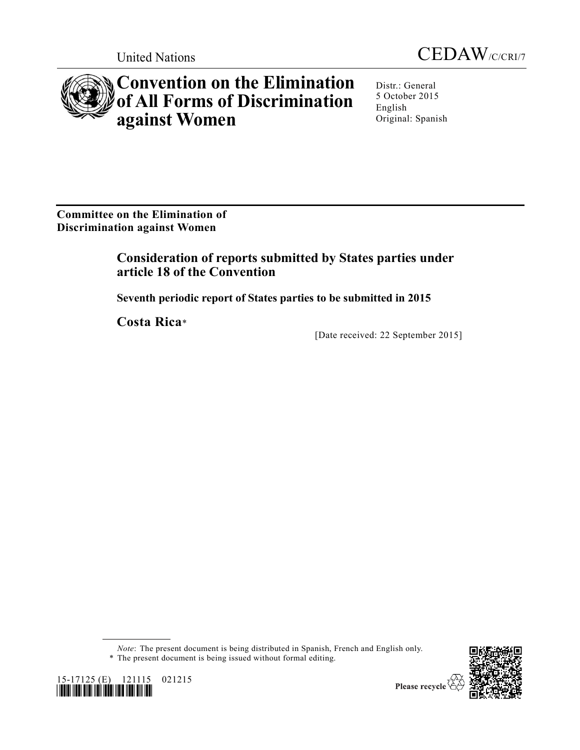United Nations

CEDAW/C/CRI/7

# Convention on the Elimination of All Forms of Discrimination against Women

Distr.: General
5 October 2015
English
Original: Spanish

**Committee on the Elimination of Discrimination against Women**

## Consideration of reports submitted by States parties under article 18 of the Convention

### Seventh periodic report of States parties to be submitted in 2015

### Costa Rica*

[Date received: 22 September 2015]

*Note*: The present document is being distributed in Spanish, French and English only.

\* The present document is being issued without formal editing.

15-17125 (E) 121115 021215

Please recycle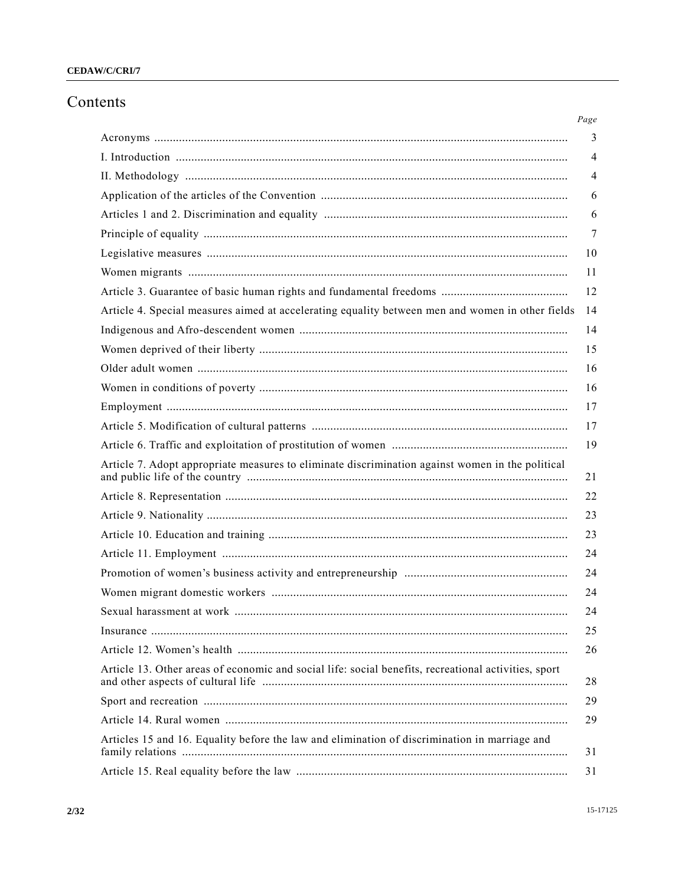# Contents

| | Page |
|---|---|
| Acronyms | 3 |
| I. Introduction | 4 |
| II. Methodology | 4 |
| Application of the articles of the Convention | 6 |
| Articles 1 and 2. Discrimination and equality | 6 |
| Principle of equality | 7 |
| Legislative measures | 10 |
| Women migrants | 11 |
| Article 3. Guarantee of basic human rights and fundamental freedoms | 12 |
| Article 4. Special measures aimed at accelerating equality between men and women in other fields | 14 |
| Indigenous and Afro-descendent women | 14 |
| Women deprived of their liberty | 15 |
| Older adult women | 16 |
| Women in conditions of poverty | 16 |
| Employment | 17 |
| Article 5. Modification of cultural patterns | 17 |
| Article 6. Traffic and exploitation of prostitution of women | 19 |
| Article 7. Adopt appropriate measures to eliminate discrimination against women in the political and public life of the country | 21 |
| Article 8. Representation | 22 |
| Article 9. Nationality | 23 |
| Article 10. Education and training | 23 |
| Article 11. Employment | 24 |
| Promotion of women's business activity and entrepreneurship | 24 |
| Women migrant domestic workers | 24 |
| Sexual harassment at work | 24 |
| Insurance | 25 |
| Article 12. Women's health | 26 |
| Article 13. Other areas of economic and social life: social benefits, recreational activities, sport and other aspects of cultural life | 28 |
| Sport and recreation | 29 |
| Article 14. Rural women | 29 |
| Articles 15 and 16. Equality before the law and elimination of discrimination in marriage and family relations | 31 |
| Article 15. Real equality before the law | 31 |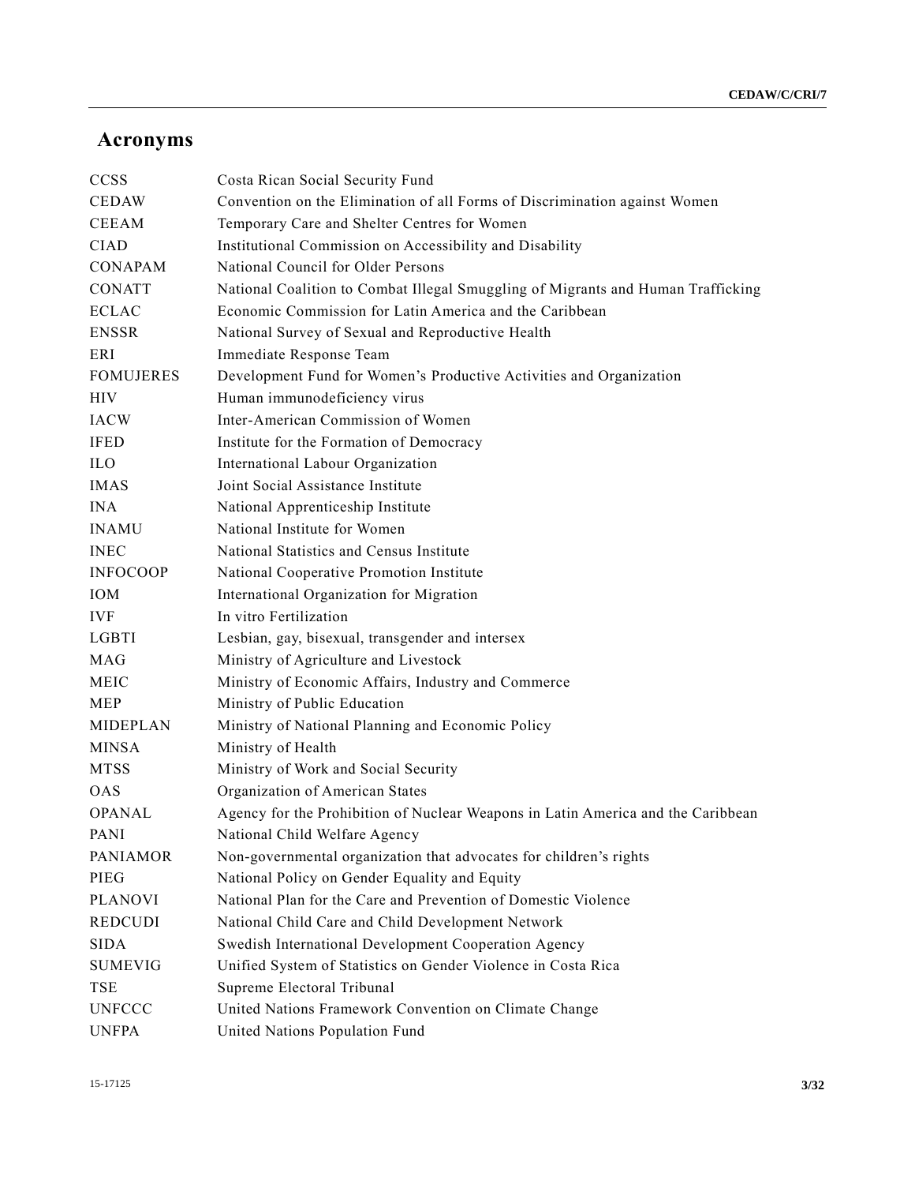# Acronyms

| | |
|---|---|
| CCSS | Costa Rican Social Security Fund |
| CEDAW | Convention on the Elimination of all Forms of Discrimination against Women |
| CEEAM | Temporary Care and Shelter Centres for Women |
| CIAD | Institutional Commission on Accessibility and Disability |
| CONAPAM | National Council for Older Persons |
| CONATT | National Coalition to Combat Illegal Smuggling of Migrants and Human Trafficking |
| ECLAC | Economic Commission for Latin America and the Caribbean |
| ENSSR | National Survey of Sexual and Reproductive Health |
| ERI | Immediate Response Team |
| FOMUJERES | Development Fund for Women's Productive Activities and Organization |
| HIV | Human immunodeficiency virus |
| IACW | Inter-American Commission of Women |
| IFED | Institute for the Formation of Democracy |
| ILO | International Labour Organization |
| IMAS | Joint Social Assistance Institute |
| INA | National Apprenticeship Institute |
| INAMU | National Institute for Women |
| INEC | National Statistics and Census Institute |
| INFOCOOP | National Cooperative Promotion Institute |
| IOM | International Organization for Migration |
| IVF | In vitro Fertilization |
| LGBTI | Lesbian, gay, bisexual, transgender and intersex |
| MAG | Ministry of Agriculture and Livestock |
| MEIC | Ministry of Economic Affairs, Industry and Commerce |
| MEP | Ministry of Public Education |
| MIDEPLAN | Ministry of National Planning and Economic Policy |
| MINSA | Ministry of Health |
| MTSS | Ministry of Work and Social Security |
| OAS | Organization of American States |
| OPANAL | Agency for the Prohibition of Nuclear Weapons in Latin America and the Caribbean |
| PANI | National Child Welfare Agency |
| PANIAMOR | Non-governmental organization that advocates for children's rights |
| PIEG | National Policy on Gender Equality and Equity |
| PLANOVI | National Plan for the Care and Prevention of Domestic Violence |
| REDCUDI | National Child Care and Child Development Network |
| SIDA | Swedish International Development Cooperation Agency |
| SUMEVIG | Unified System of Statistics on Gender Violence in Costa Rica |
| TSE | Supreme Electoral Tribunal |
| UNFCCC | United Nations Framework Convention on Climate Change |
| UNFPA | United Nations Population Fund |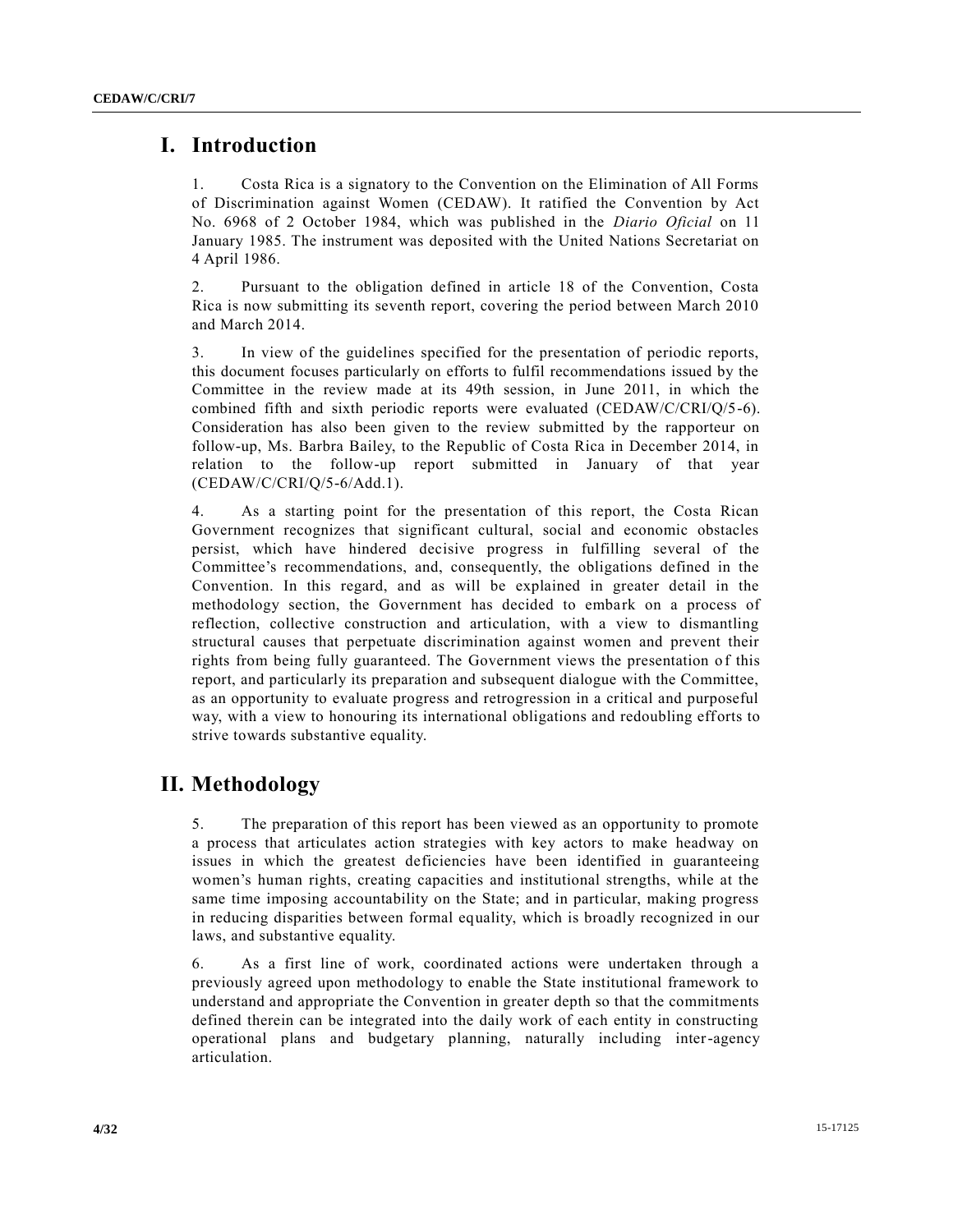# I. Introduction

1. Costa Rica is a signatory to the Convention on the Elimination of All Forms of Discrimination against Women (CEDAW). It ratified the Convention by Act No. 6968 of 2 October 1984, which was published in the *Diario Oficial* on 11 January 1985. The instrument was deposited with the United Nations Secretariat on 4 April 1986.

2. Pursuant to the obligation defined in article 18 of the Convention, Costa Rica is now submitting its seventh report, covering the period between March 2010 and March 2014.

3. In view of the guidelines specified for the presentation of periodic reports, this document focuses particularly on efforts to fulfil recommendations issued by the Committee in the review made at its 49th session, in June 2011, in which the combined fifth and sixth periodic reports were evaluated (CEDAW/C/CRI/Q/5-6). Consideration has also been given to the review submitted by the rapporteur on follow-up, Ms. Barbra Bailey, to the Republic of Costa Rica in December 2014, in relation to the follow-up report submitted in January of that year (CEDAW/C/CRI/Q/5-6/Add.1).

4. As a starting point for the presentation of this report, the Costa Rican Government recognizes that significant cultural, social and economic obstacles persist, which have hindered decisive progress in fulfilling several of the Committee's recommendations, and, consequently, the obligations defined in the Convention. In this regard, and as will be explained in greater detail in the methodology section, the Government has decided to embark on a process of reflection, collective construction and articulation, with a view to dismantling structural causes that perpetuate discrimination against women and prevent their rights from being fully guaranteed. The Government views the presentation of this report, and particularly its preparation and subsequent dialogue with the Committee, as an opportunity to evaluate progress and retrogression in a critical and purposeful way, with a view to honouring its international obligations and redoubling efforts to strive towards substantive equality.

# II. Methodology

5. The preparation of this report has been viewed as an opportunity to promote a process that articulates action strategies with key actors to make headway on issues in which the greatest deficiencies have been identified in guaranteeing women's human rights, creating capacities and institutional strengths, while at the same time imposing accountability on the State; and in particular, making progress in reducing disparities between formal equality, which is broadly recognized in our laws, and substantive equality.

6. As a first line of work, coordinated actions were undertaken through a previously agreed upon methodology to enable the State institutional framework to understand and appropriate the Convention in greater depth so that the commitments defined therein can be integrated into the daily work of each entity in constructing operational plans and budgetary planning, naturally including inter-agency articulation.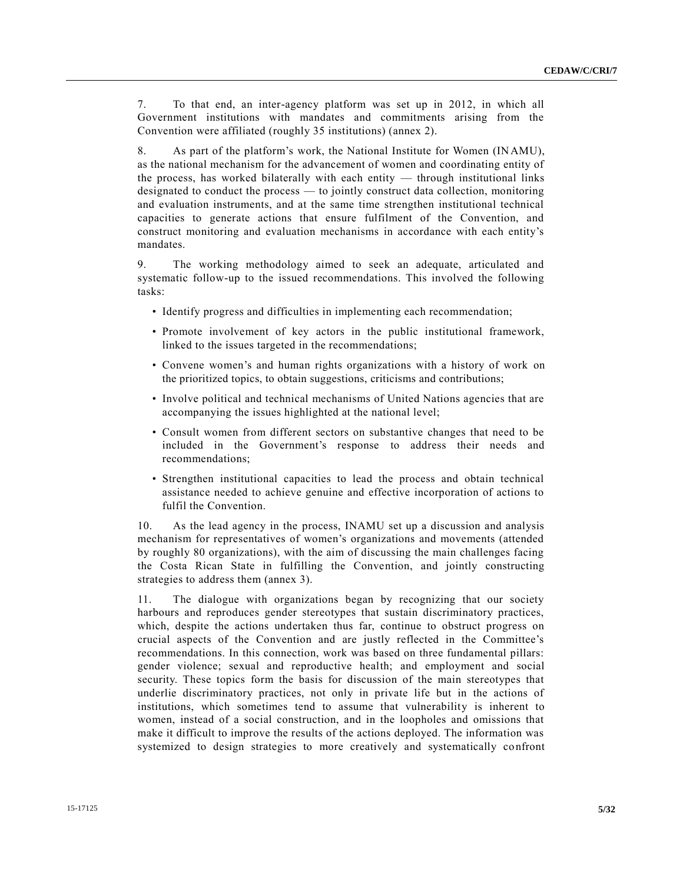7. To that end, an inter-agency platform was set up in 2012, in which all Government institutions with mandates and commitments arising from the Convention were affiliated (roughly 35 institutions) (annex 2).

8. As part of the platform's work, the National Institute for Women (INAMU), as the national mechanism for the advancement of women and coordinating entity of the process, has worked bilaterally with each entity — through institutional links designated to conduct the process — to jointly construct data collection, monitoring and evaluation instruments, and at the same time strengthen institutional technical capacities to generate actions that ensure fulfilment of the Convention, and construct monitoring and evaluation mechanisms in accordance with each entity's mandates.

9. The working methodology aimed to seek an adequate, articulated and systematic follow-up to the issued recommendations. This involved the following tasks:

- Identify progress and difficulties in implementing each recommendation;
- Promote involvement of key actors in the public institutional framework, linked to the issues targeted in the recommendations;
- Convene women's and human rights organizations with a history of work on the prioritized topics, to obtain suggestions, criticisms and contributions;
- Involve political and technical mechanisms of United Nations agencies that are accompanying the issues highlighted at the national level;
- Consult women from different sectors on substantive changes that need to be included in the Government's response to address their needs and recommendations;
- Strengthen institutional capacities to lead the process and obtain technical assistance needed to achieve genuine and effective incorporation of actions to fulfil the Convention.

10. As the lead agency in the process, INAMU set up a discussion and analysis mechanism for representatives of women's organizations and movements (attended by roughly 80 organizations), with the aim of discussing the main challenges facing the Costa Rican State in fulfilling the Convention, and jointly constructing strategies to address them (annex 3).

11. The dialogue with organizations began by recognizing that our society harbours and reproduces gender stereotypes that sustain discriminatory practices, which, despite the actions undertaken thus far, continue to obstruct progress on crucial aspects of the Convention and are justly reflected in the Committee's recommendations. In this connection, work was based on three fundamental pillars: gender violence; sexual and reproductive health; and employment and social security. These topics form the basis for discussion of the main stereotypes that underlie discriminatory practices, not only in private life but in the actions of institutions, which sometimes tend to assume that vulnerability is inherent to women, instead of a social construction, and in the loopholes and omissions that make it difficult to improve the results of the actions deployed. The information was systemized to design strategies to more creatively and systematically confront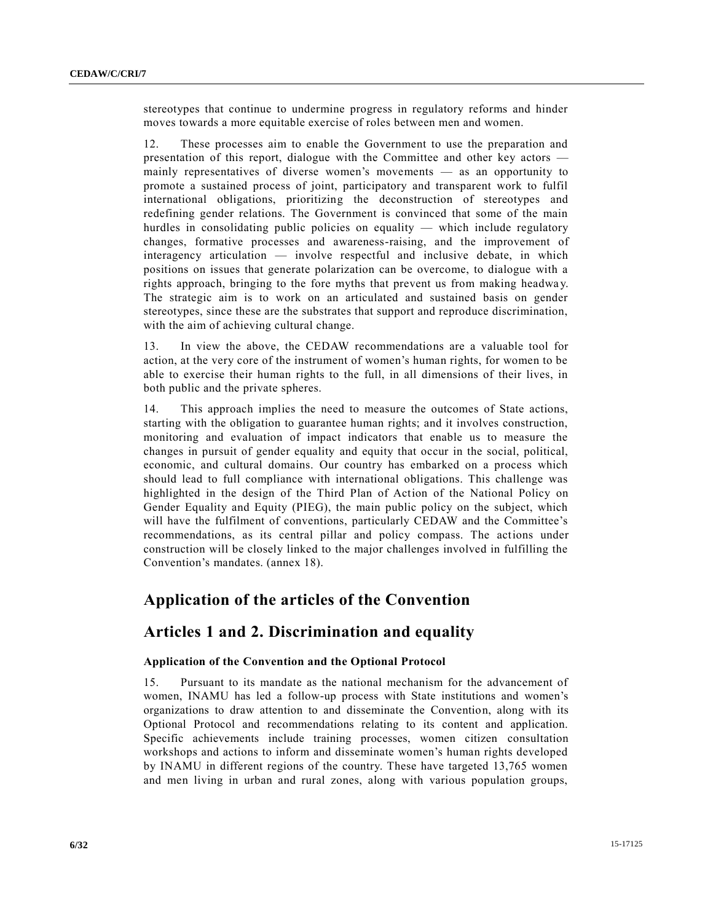stereotypes that continue to undermine progress in regulatory reforms and hinder moves towards a more equitable exercise of roles between men and women.

12. These processes aim to enable the Government to use the preparation and presentation of this report, dialogue with the Committee and other key actors — mainly representatives of diverse women's movements — as an opportunity to promote a sustained process of joint, participatory and transparent work to fulfil international obligations, prioritizing the deconstruction of stereotypes and redefining gender relations. The Government is convinced that some of the main hurdles in consolidating public policies on equality — which include regulatory changes, formative processes and awareness-raising, and the improvement of interagency articulation — involve respectful and inclusive debate, in which positions on issues that generate polarization can be overcome, to dialogue with a rights approach, bringing to the fore myths that prevent us from making headway. The strategic aim is to work on an articulated and sustained basis on gender stereotypes, since these are the substrates that support and reproduce discrimination, with the aim of achieving cultural change.

13. In view the above, the CEDAW recommendations are a valuable tool for action, at the very core of the instrument of women's human rights, for women to be able to exercise their human rights to the full, in all dimensions of their lives, in both public and the private spheres.

14. This approach implies the need to measure the outcomes of State actions, starting with the obligation to guarantee human rights; and it involves construction, monitoring and evaluation of impact indicators that enable us to measure the changes in pursuit of gender equality and equity that occur in the social, political, economic, and cultural domains. Our country has embarked on a process which should lead to full compliance with international obligations. This challenge was highlighted in the design of the Third Plan of Action of the National Policy on Gender Equality and Equity (PIEG), the main public policy on the subject, which will have the fulfilment of conventions, particularly CEDAW and the Committee's recommendations, as its central pillar and policy compass. The actions under construction will be closely linked to the major challenges involved in fulfilling the Convention's mandates. (annex 18).

# Application of the articles of the Convention

# Articles 1 and 2. Discrimination and equality

### Application of the Convention and the Optional Protocol

15. Pursuant to its mandate as the national mechanism for the advancement of women, INAMU has led a follow-up process with State institutions and women's organizations to draw attention to and disseminate the Convention, along with its Optional Protocol and recommendations relating to its content and application. Specific achievements include training processes, women citizen consultation workshops and actions to inform and disseminate women's human rights developed by INAMU in different regions of the country. These have targeted 13,765 women and men living in urban and rural zones, along with various population groups,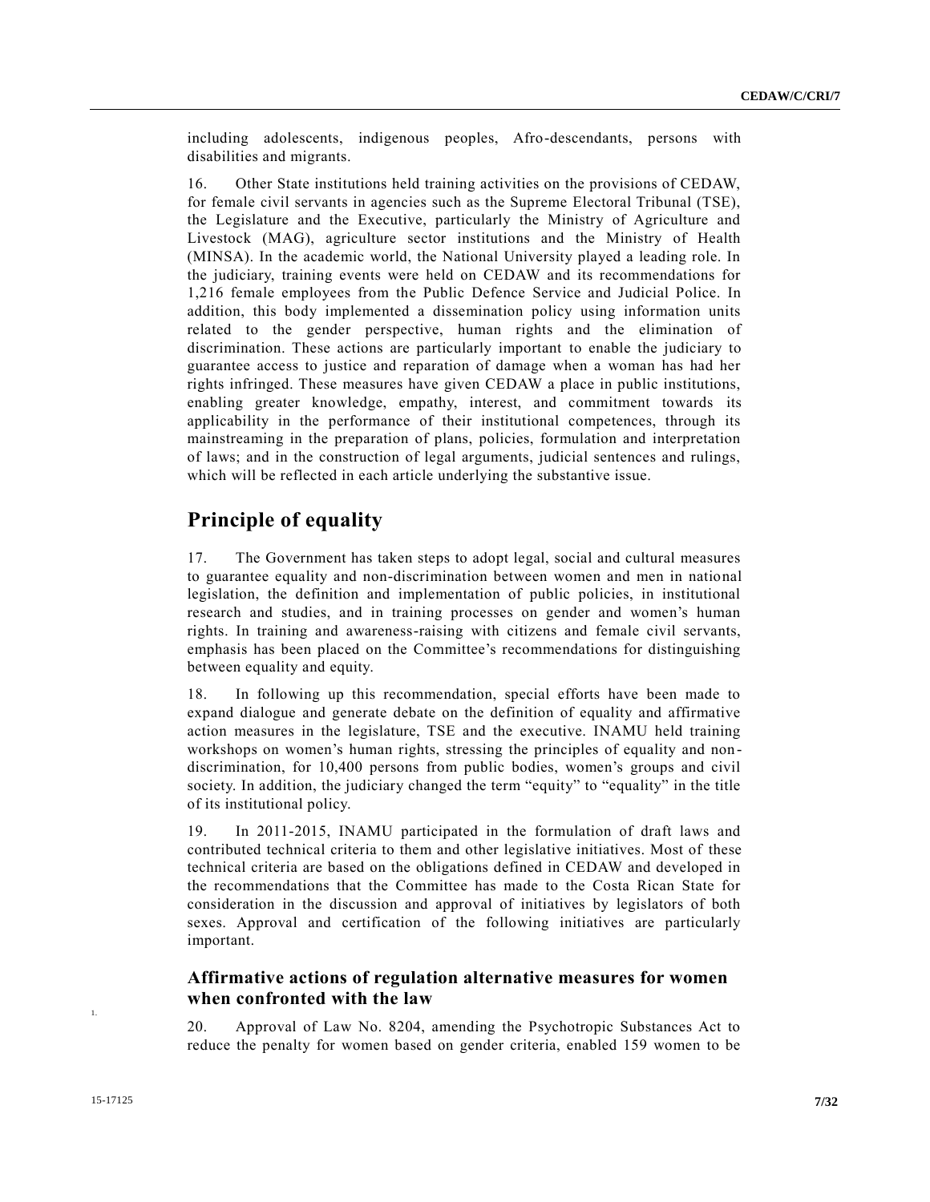including adolescents, indigenous peoples, Afro-descendants, persons with disabilities and migrants.

16. Other State institutions held training activities on the provisions of CEDAW, for female civil servants in agencies such as the Supreme Electoral Tribunal (TSE), the Legislature and the Executive, particularly the Ministry of Agriculture and Livestock (MAG), agriculture sector institutions and the Ministry of Health (MINSA). In the academic world, the National University played a leading role. In the judiciary, training events were held on CEDAW and its recommendations for 1,216 female employees from the Public Defence Service and Judicial Police. In addition, this body implemented a dissemination policy using information units related to the gender perspective, human rights and the elimination of discrimination. These actions are particularly important to enable the judiciary to guarantee access to justice and reparation of damage when a woman has had her rights infringed. These measures have given CEDAW a place in public institutions, enabling greater knowledge, empathy, interest, and commitment towards its applicability in the performance of their institutional competences, through its mainstreaming in the preparation of plans, policies, formulation and interpretation of laws; and in the construction of legal arguments, judicial sentences and rulings, which will be reflected in each article underlying the substantive issue.

## Principle of equality

17. The Government has taken steps to adopt legal, social and cultural measures to guarantee equality and non-discrimination between women and men in national legislation, the definition and implementation of public policies, in institutional research and studies, and in training processes on gender and women's human rights. In training and awareness-raising with citizens and female civil servants, emphasis has been placed on the Committee's recommendations for distinguishing between equality and equity.

18. In following up this recommendation, special efforts have been made to expand dialogue and generate debate on the definition of equality and affirmative action measures in the legislature, TSE and the executive. INAMU held training workshops on women's human rights, stressing the principles of equality and non-discrimination, for 10,400 persons from public bodies, women's groups and civil society. In addition, the judiciary changed the term "equity" to "equality" in the title of its institutional policy.

19. In 2011-2015, INAMU participated in the formulation of draft laws and contributed technical criteria to them and other legislative initiatives. Most of these technical criteria are based on the obligations defined in CEDAW and developed in the recommendations that the Committee has made to the Costa Rican State for consideration in the discussion and approval of initiatives by legislators of both sexes. Approval and certification of the following initiatives are particularly important.

### Affirmative actions of regulation alternative measures for women when confronted with the law

20. Approval of Law No. 8204, amending the Psychotropic Substances Act to reduce the penalty for women based on gender criteria, enabled 159 women to be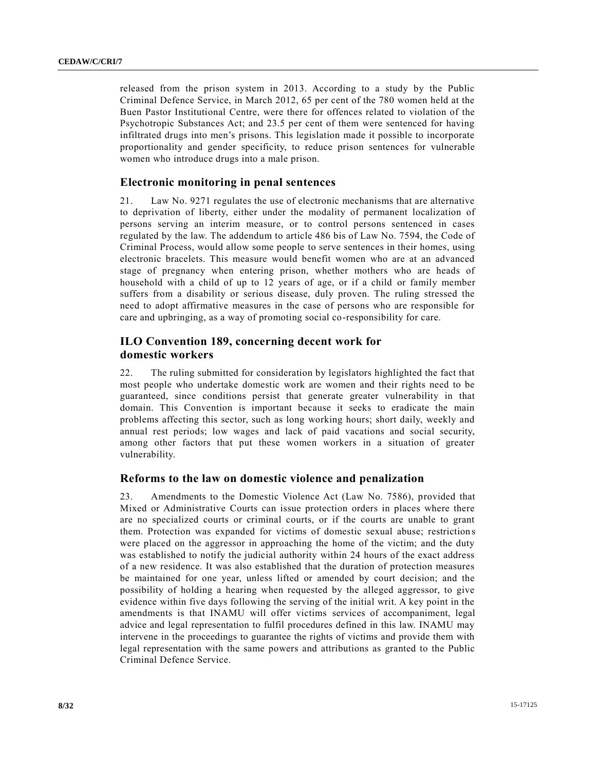released from the prison system in 2013. According to a study by the Public Criminal Defence Service, in March 2012, 65 per cent of the 780 women held at the Buen Pastor Institutional Centre, were there for offences related to violation of the Psychotropic Substances Act; and 23.5 per cent of them were sentenced for having infiltrated drugs into men's prisons. This legislation made it possible to incorporate proportionality and gender specificity, to reduce prison sentences for vulnerable women who introduce drugs into a male prison.

## Electronic monitoring in penal sentences

21. Law No. 9271 regulates the use of electronic mechanisms that are alternative to deprivation of liberty, either under the modality of permanent localization of persons serving an interim measure, or to control persons sentenced in cases regulated by the law. The addendum to article 486 bis of Law No. 7594, the Code of Criminal Process, would allow some people to serve sentences in their homes, using electronic bracelets. This measure would benefit women who are at an advanced stage of pregnancy when entering prison, whether mothers who are heads of household with a child of up to 12 years of age, or if a child or family member suffers from a disability or serious disease, duly proven. The ruling stressed the need to adopt affirmative measures in the case of persons who are responsible for care and upbringing, as a way of promoting social co-responsibility for care.

## ILO Convention 189, concerning decent work for domestic workers

22. The ruling submitted for consideration by legislators highlighted the fact that most people who undertake domestic work are women and their rights need to be guaranteed, since conditions persist that generate greater vulnerability in that domain. This Convention is important because it seeks to eradicate the main problems affecting this sector, such as long working hours; short daily, weekly and annual rest periods; low wages and lack of paid vacations and social security, among other factors that put these women workers in a situation of greater vulnerability.

## Reforms to the law on domestic violence and penalization

23. Amendments to the Domestic Violence Act (Law No. 7586), provided that Mixed or Administrative Courts can issue protection orders in places where there are no specialized courts or criminal courts, or if the courts are unable to grant them. Protection was expanded for victims of domestic sexual abuse; restrictions were placed on the aggressor in approaching the home of the victim; and the duty was established to notify the judicial authority within 24 hours of the exact address of a new residence. It was also established that the duration of protection measures be maintained for one year, unless lifted or amended by court decision; and the possibility of holding a hearing when requested by the alleged aggressor, to give evidence within five days following the serving of the initial writ. A key point in the amendments is that INAMU will offer victims services of accompaniment, legal advice and legal representation to fulfil procedures defined in this law. INAMU may intervene in the proceedings to guarantee the rights of victims and provide them with legal representation with the same powers and attributions as granted to the Public Criminal Defence Service.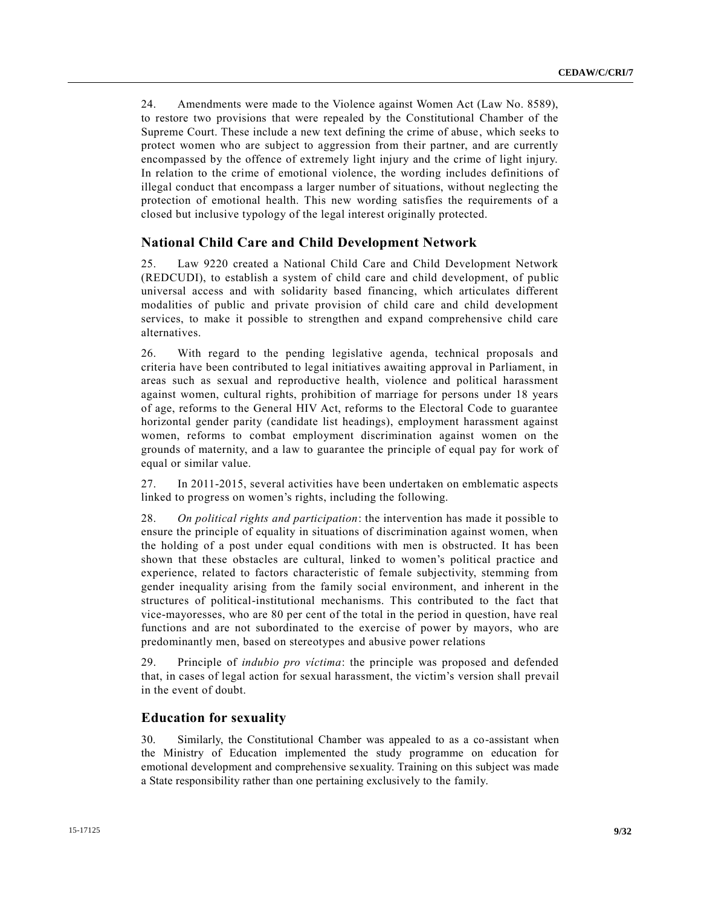24. Amendments were made to the Violence against Women Act (Law No. 8589), to restore two provisions that were repealed by the Constitutional Chamber of the Supreme Court. These include a new text defining the crime of abuse, which seeks to protect women who are subject to aggression from their partner, and are currently encompassed by the offence of extremely light injury and the crime of light injury. In relation to the crime of emotional violence, the wording includes definitions of illegal conduct that encompass a larger number of situations, without neglecting the protection of emotional health. This new wording satisfies the requirements of a closed but inclusive typology of the legal interest originally protected.

## National Child Care and Child Development Network

25. Law 9220 created a National Child Care and Child Development Network (REDCUDI), to establish a system of child care and child development, of public universal access and with solidarity based financing, which articulates different modalities of public and private provision of child care and child development services, to make it possible to strengthen and expand comprehensive child care alternatives.

26. With regard to the pending legislative agenda, technical proposals and criteria have been contributed to legal initiatives awaiting approval in Parliament, in areas such as sexual and reproductive health, violence and political harassment against women, cultural rights, prohibition of marriage for persons under 18 years of age, reforms to the General HIV Act, reforms to the Electoral Code to guarantee horizontal gender parity (candidate list headings), employment harassment against women, reforms to combat employment discrimination against women on the grounds of maternity, and a law to guarantee the principle of equal pay for work of equal or similar value.

27. In 2011-2015, several activities have been undertaken on emblematic aspects linked to progress on women's rights, including the following.

28. *On political rights and participation*: the intervention has made it possible to ensure the principle of equality in situations of discrimination against women, when the holding of a post under equal conditions with men is obstructed. It has been shown that these obstacles are cultural, linked to women's political practice and experience, related to factors characteristic of female subjectivity, stemming from gender inequality arising from the family social environment, and inherent in the structures of political-institutional mechanisms. This contributed to the fact that vice-mayoresses, who are 80 per cent of the total in the period in question, have real functions and are not subordinated to the exercise of power by mayors, who are predominantly men, based on stereotypes and abusive power relations

29. Principle of *indubio pro víctima*: the principle was proposed and defended that, in cases of legal action for sexual harassment, the victim's version shall prevail in the event of doubt.

## Education for sexuality

30. Similarly, the Constitutional Chamber was appealed to as a co-assistant when the Ministry of Education implemented the study programme on education for emotional development and comprehensive sexuality. Training on this subject was made a State responsibility rather than one pertaining exclusively to the family.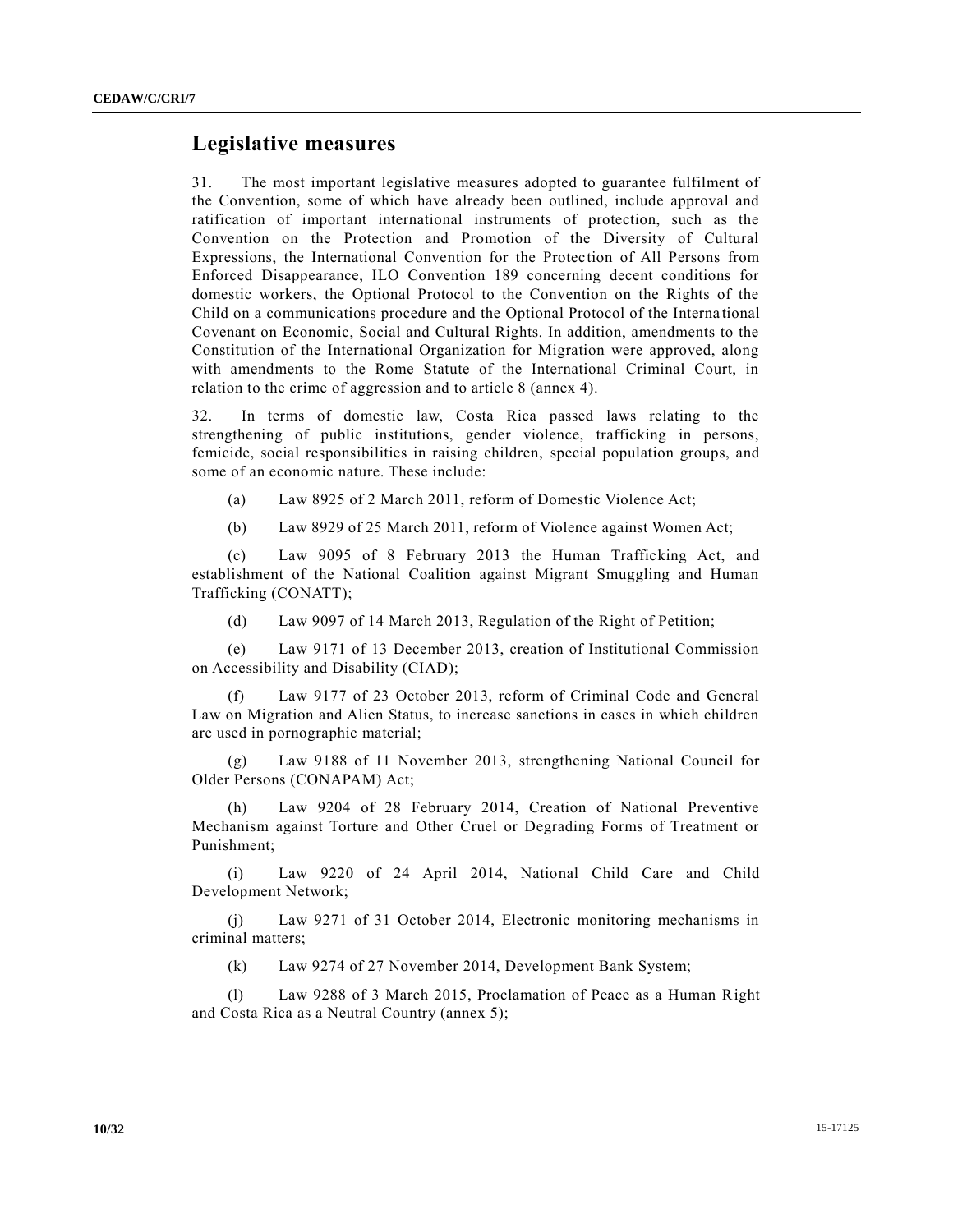## Legislative measures

31. The most important legislative measures adopted to guarantee fulfilment of the Convention, some of which have already been outlined, include approval and ratification of important international instruments of protection, such as the Convention on the Protection and Promotion of the Diversity of Cultural Expressions, the International Convention for the Protection of All Persons from Enforced Disappearance, ILO Convention 189 concerning decent conditions for domestic workers, the Optional Protocol to the Convention on the Rights of the Child on a communications procedure and the Optional Protocol of the International Covenant on Economic, Social and Cultural Rights. In addition, amendments to the Constitution of the International Organization for Migration were approved, along with amendments to the Rome Statute of the International Criminal Court, in relation to the crime of aggression and to article 8 (annex 4).

32. In terms of domestic law, Costa Rica passed laws relating to the strengthening of public institutions, gender violence, trafficking in persons, femicide, social responsibilities in raising children, special population groups, and some of an economic nature. These include:

(a) Law 8925 of 2 March 2011, reform of Domestic Violence Act;

(b) Law 8929 of 25 March 2011, reform of Violence against Women Act;

(c) Law 9095 of 8 February 2013 the Human Trafficking Act, and establishment of the National Coalition against Migrant Smuggling and Human Trafficking (CONATT);

(d) Law 9097 of 14 March 2013, Regulation of the Right of Petition;

(e) Law 9171 of 13 December 2013, creation of Institutional Commission on Accessibility and Disability (CIAD);

(f) Law 9177 of 23 October 2013, reform of Criminal Code and General Law on Migration and Alien Status, to increase sanctions in cases in which children are used in pornographic material;

(g) Law 9188 of 11 November 2013, strengthening National Council for Older Persons (CONAPAM) Act;

(h) Law 9204 of 28 February 2014, Creation of National Preventive Mechanism against Torture and Other Cruel or Degrading Forms of Treatment or Punishment;

(i) Law 9220 of 24 April 2014, National Child Care and Child Development Network;

(j) Law 9271 of 31 October 2014, Electronic monitoring mechanisms in criminal matters;

(k) Law 9274 of 27 November 2014, Development Bank System;

(l) Law 9288 of 3 March 2015, Proclamation of Peace as a Human Right and Costa Rica as a Neutral Country (annex 5);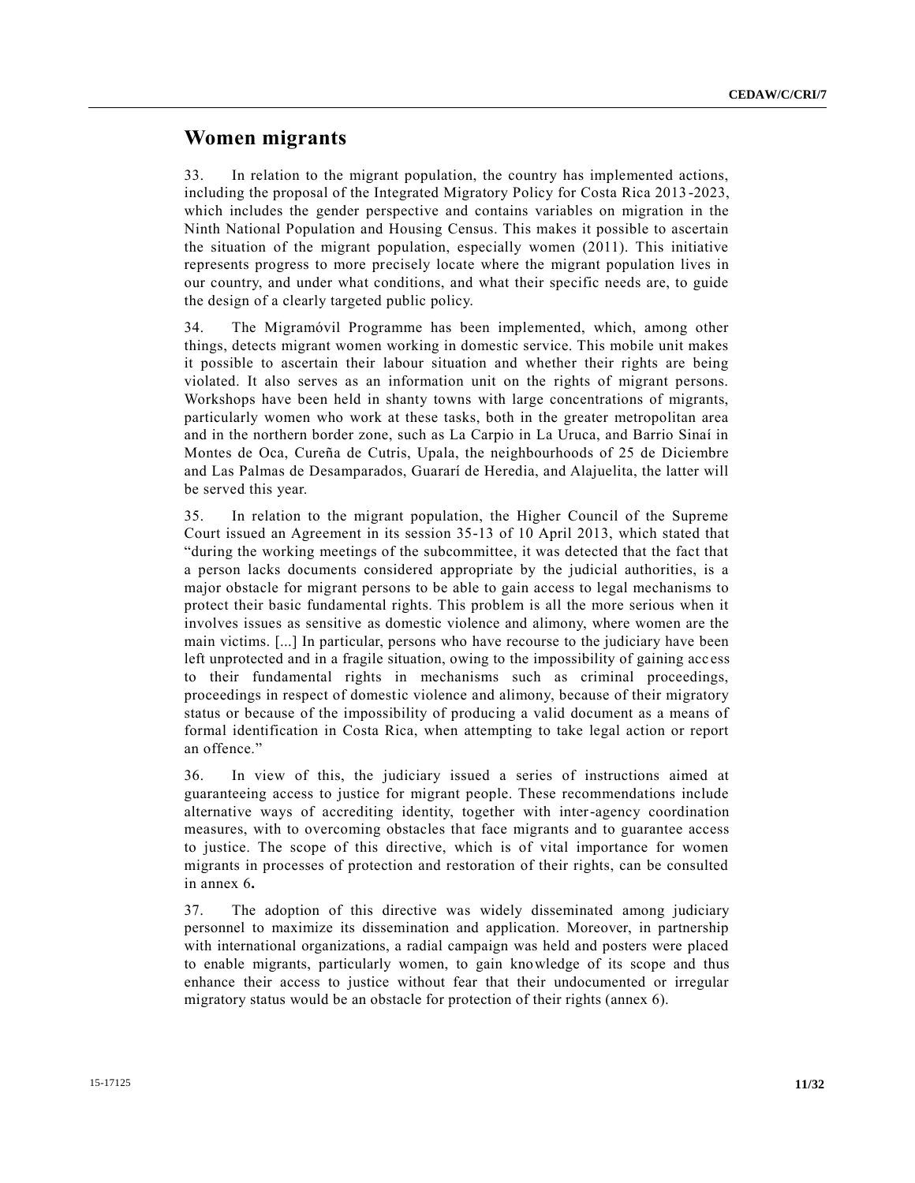## Women migrants

33. In relation to the migrant population, the country has implemented actions, including the proposal of the Integrated Migratory Policy for Costa Rica 2013-2023, which includes the gender perspective and contains variables on migration in the Ninth National Population and Housing Census. This makes it possible to ascertain the situation of the migrant population, especially women (2011). This initiative represents progress to more precisely locate where the migrant population lives in our country, and under what conditions, and what their specific needs are, to guide the design of a clearly targeted public policy.

34. The Migramóvil Programme has been implemented, which, among other things, detects migrant women working in domestic service. This mobile unit makes it possible to ascertain their labour situation and whether their rights are being violated. It also serves as an information unit on the rights of migrant persons. Workshops have been held in shanty towns with large concentrations of migrants, particularly women who work at these tasks, both in the greater metropolitan area and in the northern border zone, such as La Carpio in La Uruca, and Barrio Sinaí in Montes de Oca, Cureña de Cutris, Upala, the neighbourhoods of 25 de Diciembre and Las Palmas de Desamparados, Guararí de Heredia, and Alajuelita, the latter will be served this year.

35. In relation to the migrant population, the Higher Council of the Supreme Court issued an Agreement in its session 35-13 of 10 April 2013, which stated that "during the working meetings of the subcommittee, it was detected that the fact that a person lacks documents considered appropriate by the judicial authorities, is a major obstacle for migrant persons to be able to gain access to legal mechanisms to protect their basic fundamental rights. This problem is all the more serious when it involves issues as sensitive as domestic violence and alimony, where women are the main victims. [...] In particular, persons who have recourse to the judiciary have been left unprotected and in a fragile situation, owing to the impossibility of gaining access to their fundamental rights in mechanisms such as criminal proceedings, proceedings in respect of domestic violence and alimony, because of their migratory status or because of the impossibility of producing a valid document as a means of formal identification in Costa Rica, when attempting to take legal action or report an offence."

36. In view of this, the judiciary issued a series of instructions aimed at guaranteeing access to justice for migrant people. These recommendations include alternative ways of accrediting identity, together with inter-agency coordination measures, with to overcoming obstacles that face migrants and to guarantee access to justice. The scope of this directive, which is of vital importance for women migrants in processes of protection and restoration of their rights, can be consulted in annex 6**.**

37. The adoption of this directive was widely disseminated among judiciary personnel to maximize its dissemination and application. Moreover, in partnership with international organizations, a radial campaign was held and posters were placed to enable migrants, particularly women, to gain knowledge of its scope and thus enhance their access to justice without fear that their undocumented or irregular migratory status would be an obstacle for protection of their rights (annex 6).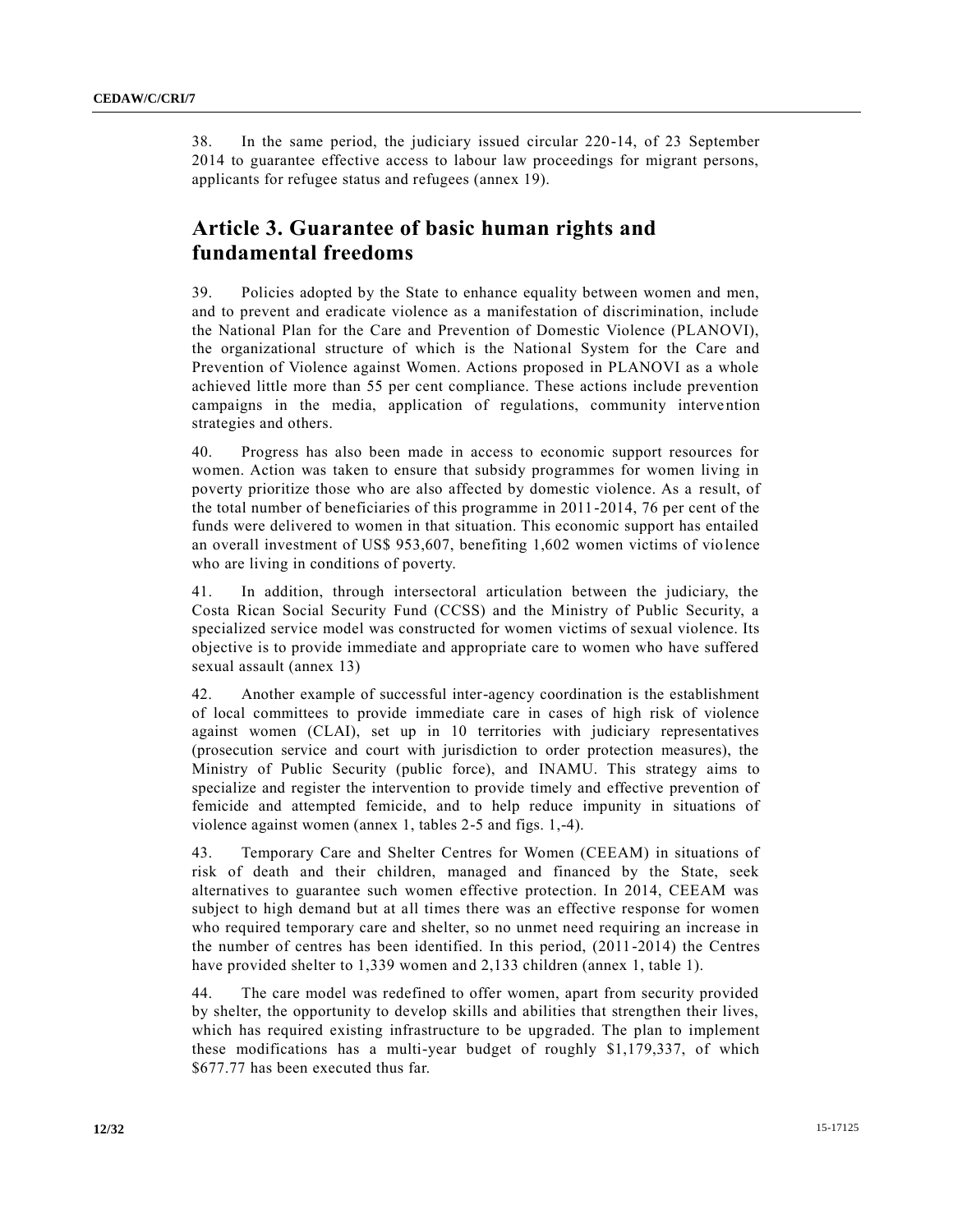38. In the same period, the judiciary issued circular 220-14, of 23 September 2014 to guarantee effective access to labour law proceedings for migrant persons, applicants for refugee status and refugees (annex 19).

## Article 3. Guarantee of basic human rights and fundamental freedoms

39. Policies adopted by the State to enhance equality between women and men, and to prevent and eradicate violence as a manifestation of discrimination, include the National Plan for the Care and Prevention of Domestic Violence (PLANOVI), the organizational structure of which is the National System for the Care and Prevention of Violence against Women. Actions proposed in PLANOVI as a whole achieved little more than 55 per cent compliance. These actions include prevention campaigns in the media, application of regulations, community intervention strategies and others.

40. Progress has also been made in access to economic support resources for women. Action was taken to ensure that subsidy programmes for women living in poverty prioritize those who are also affected by domestic violence. As a result, of the total number of beneficiaries of this programme in 2011-2014, 76 per cent of the funds were delivered to women in that situation. This economic support has entailed an overall investment of US$ 953,607, benefiting 1,602 women victims of violence who are living in conditions of poverty.

41. In addition, through intersectoral articulation between the judiciary, the Costa Rican Social Security Fund (CCSS) and the Ministry of Public Security, a specialized service model was constructed for women victims of sexual violence. Its objective is to provide immediate and appropriate care to women who have suffered sexual assault (annex 13)

42. Another example of successful inter-agency coordination is the establishment of local committees to provide immediate care in cases of high risk of violence against women (CLAI), set up in 10 territories with judiciary representatives (prosecution service and court with jurisdiction to order protection measures), the Ministry of Public Security (public force), and INAMU. This strategy aims to specialize and register the intervention to provide timely and effective prevention of femicide and attempted femicide, and to help reduce impunity in situations of violence against women (annex 1, tables 2-5 and figs. 1,-4).

43. Temporary Care and Shelter Centres for Women (CEEAM) in situations of risk of death and their children, managed and financed by the State, seek alternatives to guarantee such women effective protection. In 2014, CEEAM was subject to high demand but at all times there was an effective response for women who required temporary care and shelter, so no unmet need requiring an increase in the number of centres has been identified. In this period, (2011-2014) the Centres have provided shelter to 1,339 women and 2,133 children (annex 1, table 1).

44. The care model was redefined to offer women, apart from security provided by shelter, the opportunity to develop skills and abilities that strengthen their lives, which has required existing infrastructure to be upgraded. The plan to implement these modifications has a multi-year budget of roughly $1,179,337, of which $677.77 has been executed thus far.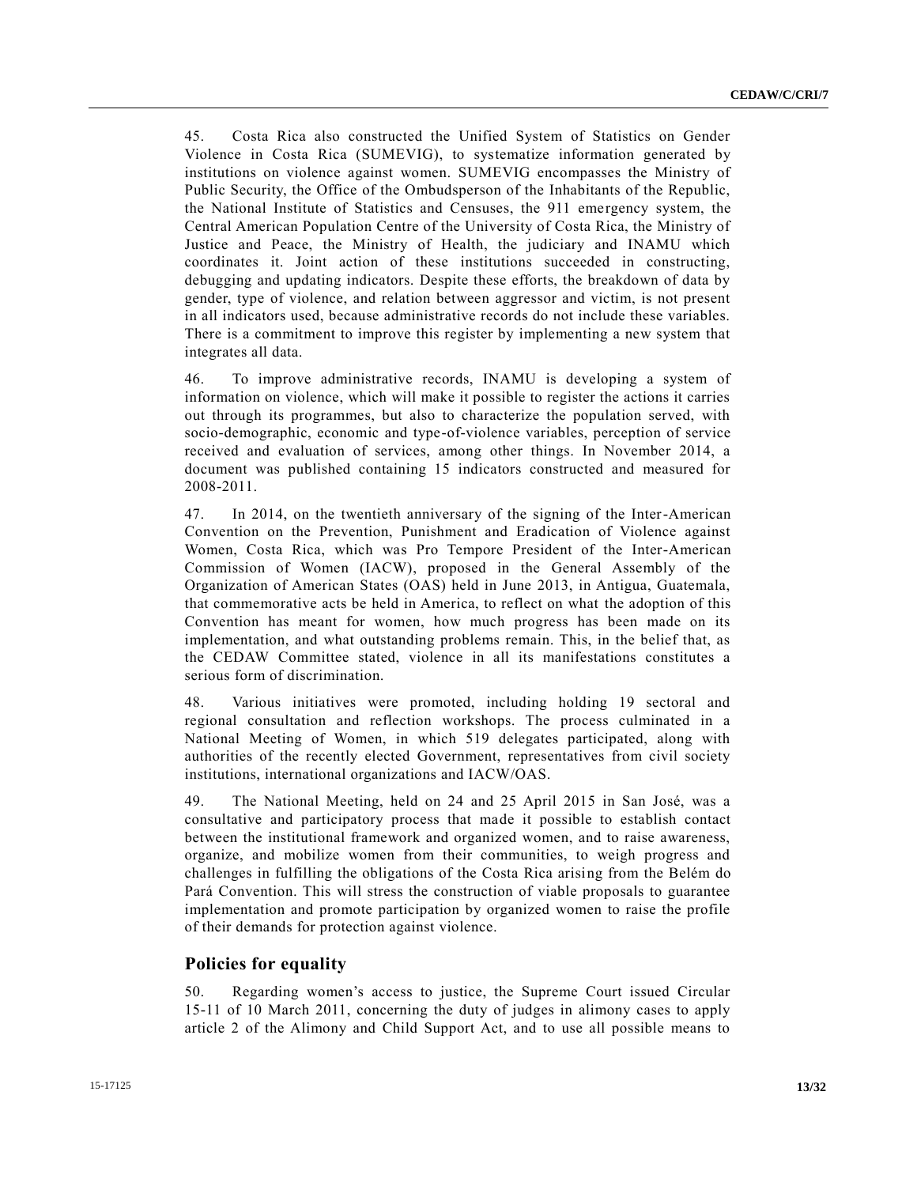45. Costa Rica also constructed the Unified System of Statistics on Gender Violence in Costa Rica (SUMEVIG), to systematize information generated by institutions on violence against women. SUMEVIG encompasses the Ministry of Public Security, the Office of the Ombudsperson of the Inhabitants of the Republic, the National Institute of Statistics and Censuses, the 911 emergency system, the Central American Population Centre of the University of Costa Rica, the Ministry of Justice and Peace, the Ministry of Health, the judiciary and INAMU which coordinates it. Joint action of these institutions succeeded in constructing, debugging and updating indicators. Despite these efforts, the breakdown of data by gender, type of violence, and relation between aggressor and victim, is not present in all indicators used, because administrative records do not include these variables. There is a commitment to improve this register by implementing a new system that integrates all data.

46. To improve administrative records, INAMU is developing a system of information on violence, which will make it possible to register the actions it carries out through its programmes, but also to characterize the population served, with socio-demographic, economic and type-of-violence variables, perception of service received and evaluation of services, among other things. In November 2014, a document was published containing 15 indicators constructed and measured for 2008-2011.

47. In 2014, on the twentieth anniversary of the signing of the Inter-American Convention on the Prevention, Punishment and Eradication of Violence against Women, Costa Rica, which was Pro Tempore President of the Inter-American Commission of Women (IACW), proposed in the General Assembly of the Organization of American States (OAS) held in June 2013, in Antigua, Guatemala, that commemorative acts be held in America, to reflect on what the adoption of this Convention has meant for women, how much progress has been made on its implementation, and what outstanding problems remain. This, in the belief that, as the CEDAW Committee stated, violence in all its manifestations constitutes a serious form of discrimination.

48. Various initiatives were promoted, including holding 19 sectoral and regional consultation and reflection workshops. The process culminated in a National Meeting of Women, in which 519 delegates participated, along with authorities of the recently elected Government, representatives from civil society institutions, international organizations and IACW/OAS.

49. The National Meeting, held on 24 and 25 April 2015 in San José, was a consultative and participatory process that made it possible to establish contact between the institutional framework and organized women, and to raise awareness, organize, and mobilize women from their communities, to weigh progress and challenges in fulfilling the obligations of the Costa Rica arising from the Belém do Pará Convention. This will stress the construction of viable proposals to guarantee implementation and promote participation by organized women to raise the profile of their demands for protection against violence.

## Policies for equality

50. Regarding women's access to justice, the Supreme Court issued Circular 15-11 of 10 March 2011, concerning the duty of judges in alimony cases to apply article 2 of the Alimony and Child Support Act, and to use all possible means to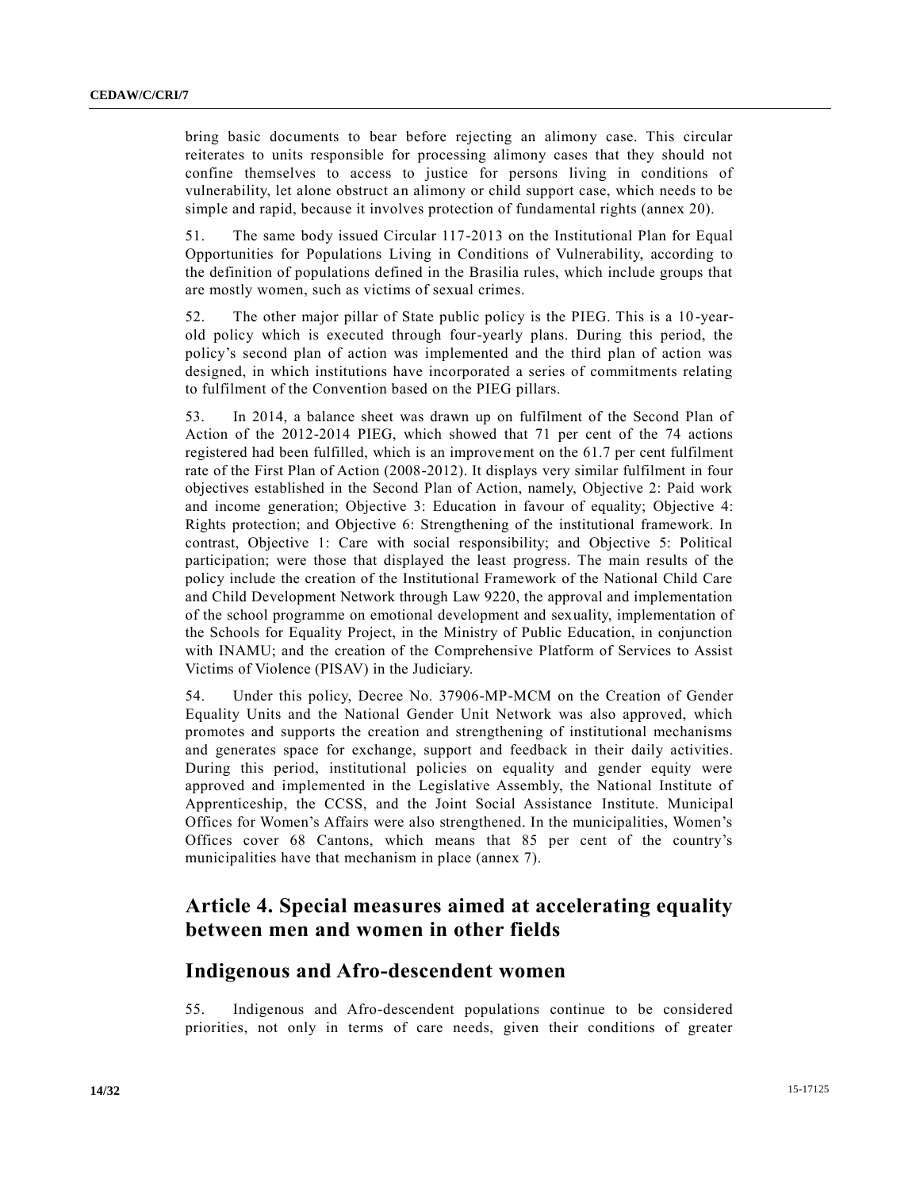bring basic documents to bear before rejecting an alimony case. This circular reiterates to units responsible for processing alimony cases that they should not confine themselves to access to justice for persons living in conditions of vulnerability, let alone obstruct an alimony or child support case, which needs to be simple and rapid, because it involves protection of fundamental rights (annex 20).

51. The same body issued Circular 117-2013 on the Institutional Plan for Equal Opportunities for Populations Living in Conditions of Vulnerability, according to the definition of populations defined in the Brasilia rules, which include groups that are mostly women, such as victims of sexual crimes.

52. The other major pillar of State public policy is the PIEG. This is a 10-year-old policy which is executed through four-yearly plans. During this period, the policy's second plan of action was implemented and the third plan of action was designed, in which institutions have incorporated a series of commitments relating to fulfilment of the Convention based on the PIEG pillars.

53. In 2014, a balance sheet was drawn up on fulfilment of the Second Plan of Action of the 2012-2014 PIEG, which showed that 71 per cent of the 74 actions registered had been fulfilled, which is an improvement on the 61.7 per cent fulfilment rate of the First Plan of Action (2008-2012). It displays very similar fulfilment in four objectives established in the Second Plan of Action, namely, Objective 2: Paid work and income generation; Objective 3: Education in favour of equality; Objective 4: Rights protection; and Objective 6: Strengthening of the institutional framework. In contrast, Objective 1: Care with social responsibility; and Objective 5: Political participation; were those that displayed the least progress. The main results of the policy include the creation of the Institutional Framework of the National Child Care and Child Development Network through Law 9220, the approval and implementation of the school programme on emotional development and sexuality, implementation of the Schools for Equality Project, in the Ministry of Public Education, in conjunction with INAMU; and the creation of the Comprehensive Platform of Services to Assist Victims of Violence (PISAV) in the Judiciary.

54. Under this policy, Decree No. 37906-MP-MCM on the Creation of Gender Equality Units and the National Gender Unit Network was also approved, which promotes and supports the creation and strengthening of institutional mechanisms and generates space for exchange, support and feedback in their daily activities. During this period, institutional policies on equality and gender equity were approved and implemented in the Legislative Assembly, the National Institute of Apprenticeship, the CCSS, and the Joint Social Assistance Institute. Municipal Offices for Women's Affairs were also strengthened. In the municipalities, Women's Offices cover 68 Cantons, which means that 85 per cent of the country's municipalities have that mechanism in place (annex 7).

## Article 4. Special measures aimed at accelerating equality between men and women in other fields

## Indigenous and Afro-descendent women

55. Indigenous and Afro-descendent populations continue to be considered priorities, not only in terms of care needs, given their conditions of greater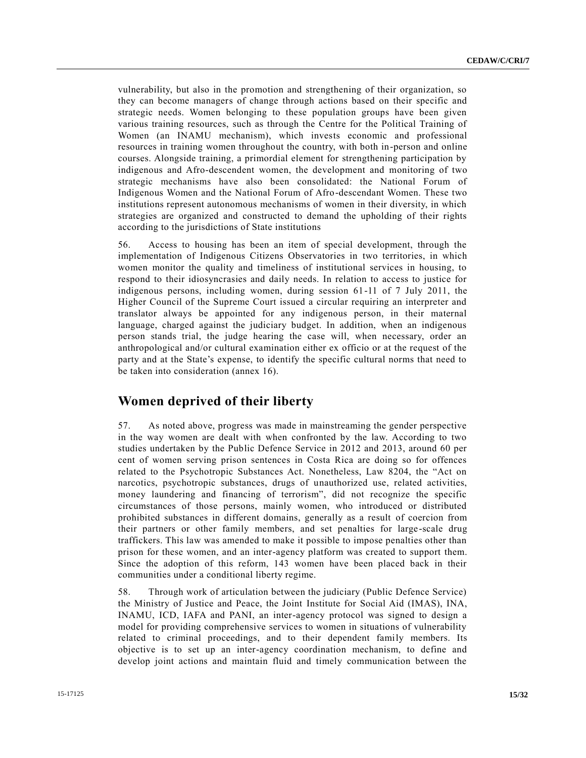vulnerability, but also in the promotion and strengthening of their organization, so they can become managers of change through actions based on their specific and strategic needs. Women belonging to these population groups have been given various training resources, such as through the Centre for the Political Training of Women (an INAMU mechanism), which invests economic and professional resources in training women throughout the country, with both in-person and online courses. Alongside training, a primordial element for strengthening participation by indigenous and Afro-descendent women, the development and monitoring of two strategic mechanisms have also been consolidated: the National Forum of Indigenous Women and the National Forum of Afro-descendant Women. These two institutions represent autonomous mechanisms of women in their diversity, in which strategies are organized and constructed to demand the upholding of their rights according to the jurisdictions of State institutions

56. Access to housing has been an item of special development, through the implementation of Indigenous Citizens Observatories in two territories, in which women monitor the quality and timeliness of institutional services in housing, to respond to their idiosyncrasies and daily needs. In relation to access to justice for indigenous persons, including women, during session 61-11 of 7 July 2011, the Higher Council of the Supreme Court issued a circular requiring an interpreter and translator always be appointed for any indigenous person, in their maternal language, charged against the judiciary budget. In addition, when an indigenous person stands trial, the judge hearing the case will, when necessary, order an anthropological and/or cultural examination either ex officio or at the request of the party and at the State's expense, to identify the specific cultural norms that need to be taken into consideration (annex 16).

## Women deprived of their liberty

57. As noted above, progress was made in mainstreaming the gender perspective in the way women are dealt with when confronted by the law. According to two studies undertaken by the Public Defence Service in 2012 and 2013, around 60 per cent of women serving prison sentences in Costa Rica are doing so for offences related to the Psychotropic Substances Act. Nonetheless, Law 8204, the "Act on narcotics, psychotropic substances, drugs of unauthorized use, related activities, money laundering and financing of terrorism", did not recognize the specific circumstances of those persons, mainly women, who introduced or distributed prohibited substances in different domains, generally as a result of coercion from their partners or other family members, and set penalties for large-scale drug traffickers. This law was amended to make it possible to impose penalties other than prison for these women, and an inter-agency platform was created to support them. Since the adoption of this reform, 143 women have been placed back in their communities under a conditional liberty regime.

58. Through work of articulation between the judiciary (Public Defence Service) the Ministry of Justice and Peace, the Joint Institute for Social Aid (IMAS), INA, INAMU, ICD, IAFA and PANI, an inter-agency protocol was signed to design a model for providing comprehensive services to women in situations of vulnerability related to criminal proceedings, and to their dependent family members. Its objective is to set up an inter-agency coordination mechanism, to define and develop joint actions and maintain fluid and timely communication between the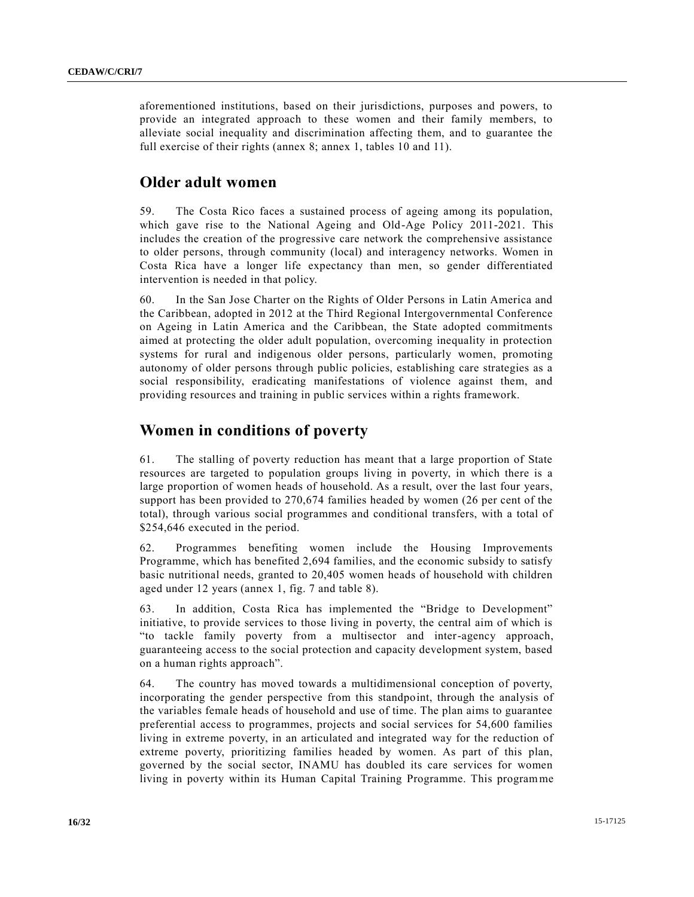aforementioned institutions, based on their jurisdictions, purposes and powers, to provide an integrated approach to these women and their family members, to alleviate social inequality and discrimination affecting them, and to guarantee the full exercise of their rights (annex 8; annex 1, tables 10 and 11).

## Older adult women

59. The Costa Rico faces a sustained process of ageing among its population, which gave rise to the National Ageing and Old-Age Policy 2011-2021. This includes the creation of the progressive care network the comprehensive assistance to older persons, through community (local) and interagency networks. Women in Costa Rica have a longer life expectancy than men, so gender differentiated intervention is needed in that policy.

60. In the San Jose Charter on the Rights of Older Persons in Latin America and the Caribbean, adopted in 2012 at the Third Regional Intergovernmental Conference on Ageing in Latin America and the Caribbean, the State adopted commitments aimed at protecting the older adult population, overcoming inequality in protection systems for rural and indigenous older persons, particularly women, promoting autonomy of older persons through public policies, establishing care strategies as a social responsibility, eradicating manifestations of violence against them, and providing resources and training in public services within a rights framework.

## Women in conditions of poverty

61. The stalling of poverty reduction has meant that a large proportion of State resources are targeted to population groups living in poverty, in which there is a large proportion of women heads of household. As a result, over the last four years, support has been provided to 270,674 families headed by women (26 per cent of the total), through various social programmes and conditional transfers, with a total of $254,646 executed in the period.

62. Programmes benefiting women include the Housing Improvements Programme, which has benefited 2,694 families, and the economic subsidy to satisfy basic nutritional needs, granted to 20,405 women heads of household with children aged under 12 years (annex 1, fig. 7 and table 8).

63. In addition, Costa Rica has implemented the "Bridge to Development" initiative, to provide services to those living in poverty, the central aim of which is "to tackle family poverty from a multisector and inter-agency approach, guaranteeing access to the social protection and capacity development system, based on a human rights approach".

64. The country has moved towards a multidimensional conception of poverty, incorporating the gender perspective from this standpoint, through the analysis of the variables female heads of household and use of time. The plan aims to guarantee preferential access to programmes, projects and social services for 54,600 families living in extreme poverty, in an articulated and integrated way for the reduction of extreme poverty, prioritizing families headed by women. As part of this plan, governed by the social sector, INAMU has doubled its care services for women living in poverty within its Human Capital Training Programme. This programme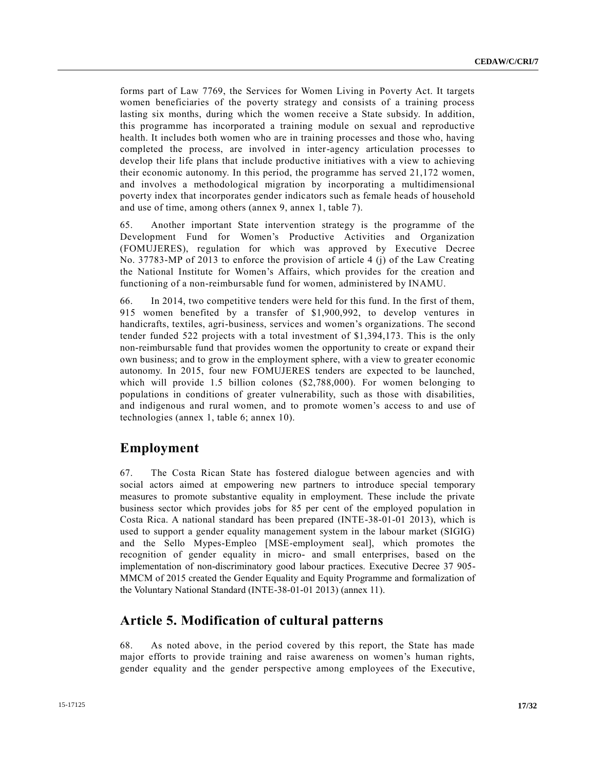forms part of Law 7769, the Services for Women Living in Poverty Act. It targets women beneficiaries of the poverty strategy and consists of a training process lasting six months, during which the women receive a State subsidy. In addition, this programme has incorporated a training module on sexual and reproductive health. It includes both women who are in training processes and those who, having completed the process, are involved in inter-agency articulation processes to develop their life plans that include productive initiatives with a view to achieving their economic autonomy. In this period, the programme has served 21,172 women, and involves a methodological migration by incorporating a multidimensional poverty index that incorporates gender indicators such as female heads of household and use of time, among others (annex 9, annex 1, table 7).

65. Another important State intervention strategy is the programme of the Development Fund for Women's Productive Activities and Organization (FOMUJERES), regulation for which was approved by Executive Decree No. 37783-MP of 2013 to enforce the provision of article 4 (j) of the Law Creating the National Institute for Women's Affairs, which provides for the creation and functioning of a non-reimbursable fund for women, administered by INAMU.

66. In 2014, two competitive tenders were held for this fund. In the first of them, 915 women benefited by a transfer of $1,900,992, to develop ventures in handicrafts, textiles, agri-business, services and women's organizations. The second tender funded 522 projects with a total investment of $1,394,173. This is the only non-reimbursable fund that provides women the opportunity to create or expand their own business; and to grow in the employment sphere, with a view to greater economic autonomy. In 2015, four new FOMUJERES tenders are expected to be launched, which will provide 1.5 billion colones ($2,788,000). For women belonging to populations in conditions of greater vulnerability, such as those with disabilities, and indigenous and rural women, and to promote women's access to and use of technologies (annex 1, table 6; annex 10).

## Employment

67. The Costa Rican State has fostered dialogue between agencies and with social actors aimed at empowering new partners to introduce special temporary measures to promote substantive equality in employment. These include the private business sector which provides jobs for 85 per cent of the employed population in Costa Rica. A national standard has been prepared (INTE-38-01-01 2013), which is used to support a gender equality management system in the labour market (SIGIG) and the Sello Mypes-Empleo [MSE-employment seal], which promotes the recognition of gender equality in micro- and small enterprises, based on the implementation of non-discriminatory good labour practices. Executive Decree 37 905-MMCM of 2015 created the Gender Equality and Equity Programme and formalization of the Voluntary National Standard (INTE-38-01-01 2013) (annex 11).

## Article 5. Modification of cultural patterns

68. As noted above, in the period covered by this report, the State has made major efforts to provide training and raise awareness on women's human rights, gender equality and the gender perspective among employees of the Executive,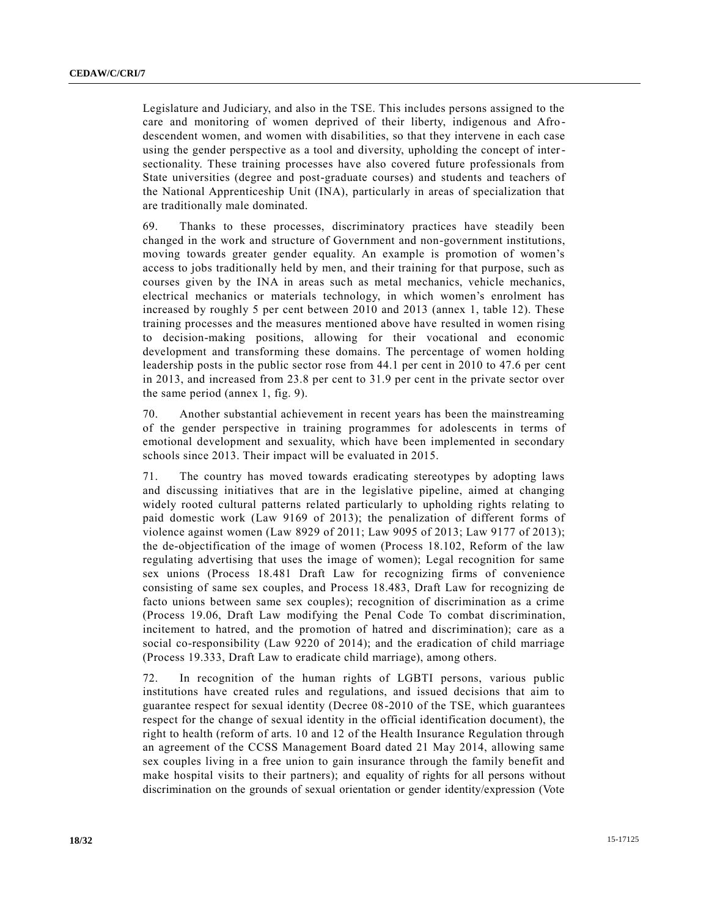Legislature and Judiciary, and also in the TSE. This includes persons assigned to the care and monitoring of women deprived of their liberty, indigenous and Afro-descendent women, and women with disabilities, so that they intervene in each case using the gender perspective as a tool and diversity, upholding the concept of inter-sectionality. These training processes have also covered future professionals from State universities (degree and post-graduate courses) and students and teachers of the National Apprenticeship Unit (INA), particularly in areas of specialization that are traditionally male dominated.

69. Thanks to these processes, discriminatory practices have steadily been changed in the work and structure of Government and non-government institutions, moving towards greater gender equality. An example is promotion of women's access to jobs traditionally held by men, and their training for that purpose, such as courses given by the INA in areas such as metal mechanics, vehicle mechanics, electrical mechanics or materials technology, in which women's enrolment has increased by roughly 5 per cent between 2010 and 2013 (annex 1, table 12). These training processes and the measures mentioned above have resulted in women rising to decision-making positions, allowing for their vocational and economic development and transforming these domains. The percentage of women holding leadership posts in the public sector rose from 44.1 per cent in 2010 to 47.6 per cent in 2013, and increased from 23.8 per cent to 31.9 per cent in the private sector over the same period (annex 1, fig. 9).

70. Another substantial achievement in recent years has been the mainstreaming of the gender perspective in training programmes for adolescents in terms of emotional development and sexuality, which have been implemented in secondary schools since 2013. Their impact will be evaluated in 2015.

71. The country has moved towards eradicating stereotypes by adopting laws and discussing initiatives that are in the legislative pipeline, aimed at changing widely rooted cultural patterns related particularly to upholding rights relating to paid domestic work (Law 9169 of 2013); the penalization of different forms of violence against women (Law 8929 of 2011; Law 9095 of 2013; Law 9177 of 2013); the de-objectification of the image of women (Process 18.102, Reform of the law regulating advertising that uses the image of women); Legal recognition for same sex unions (Process 18.481 Draft Law for recognizing firms of convenience consisting of same sex couples, and Process 18.483, Draft Law for recognizing de facto unions between same sex couples); recognition of discrimination as a crime (Process 19.06, Draft Law modifying the Penal Code To combat discrimination, incitement to hatred, and the promotion of hatred and discrimination); care as a social co-responsibility (Law 9220 of 2014); and the eradication of child marriage (Process 19.333, Draft Law to eradicate child marriage), among others.

72. In recognition of the human rights of LGBTI persons, various public institutions have created rules and regulations, and issued decisions that aim to guarantee respect for sexual identity (Decree 08-2010 of the TSE, which guarantees respect for the change of sexual identity in the official identification document), the right to health (reform of arts. 10 and 12 of the Health Insurance Regulation through an agreement of the CCSS Management Board dated 21 May 2014, allowing same sex couples living in a free union to gain insurance through the family benefit and make hospital visits to their partners); and equality of rights for all persons without discrimination on the grounds of sexual orientation or gender identity/expression (Vote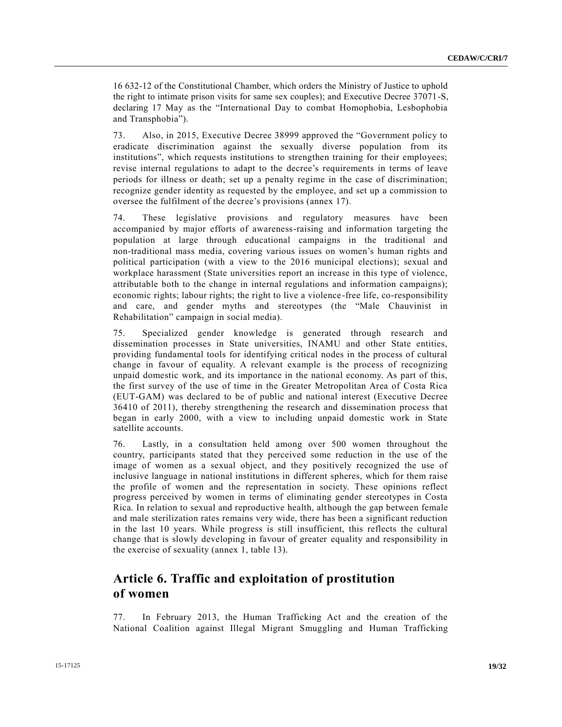16 632-12 of the Constitutional Chamber, which orders the Ministry of Justice to uphold the right to intimate prison visits for same sex couples); and Executive Decree 37071-S, declaring 17 May as the "International Day to combat Homophobia, Lesbophobia and Transphobia").

73. Also, in 2015, Executive Decree 38999 approved the "Government policy to eradicate discrimination against the sexually diverse population from its institutions", which requests institutions to strengthen training for their employees; revise internal regulations to adapt to the decree's requirements in terms of leave periods for illness or death; set up a penalty regime in the case of discrimination; recognize gender identity as requested by the employee, and set up a commission to oversee the fulfilment of the decree's provisions (annex 17).

74. These legislative provisions and regulatory measures have been accompanied by major efforts of awareness-raising and information targeting the population at large through educational campaigns in the traditional and non-traditional mass media, covering various issues on women's human rights and political participation (with a view to the 2016 municipal elections); sexual and workplace harassment (State universities report an increase in this type of violence, attributable both to the change in internal regulations and information campaigns); economic rights; labour rights; the right to live a violence-free life, co-responsibility and care, and gender myths and stereotypes (the "Male Chauvinist in Rehabilitation" campaign in social media).

75. Specialized gender knowledge is generated through research and dissemination processes in State universities, INAMU and other State entities, providing fundamental tools for identifying critical nodes in the process of cultural change in favour of equality. A relevant example is the process of recognizing unpaid domestic work, and its importance in the national economy. As part of this, the first survey of the use of time in the Greater Metropolitan Area of Costa Rica (EUT-GAM) was declared to be of public and national interest (Executive Decree 36410 of 2011), thereby strengthening the research and dissemination process that began in early 2000, with a view to including unpaid domestic work in State satellite accounts.

76. Lastly, in a consultation held among over 500 women throughout the country, participants stated that they perceived some reduction in the use of the image of women as a sexual object, and they positively recognized the use of inclusive language in national institutions in different spheres, which for them raise the profile of women and the representation in society. These opinions reflect progress perceived by women in terms of eliminating gender stereotypes in Costa Rica. In relation to sexual and reproductive health, although the gap between female and male sterilization rates remains very wide, there has been a significant reduction in the last 10 years. While progress is still insufficient, this reflects the cultural change that is slowly developing in favour of greater equality and responsibility in the exercise of sexuality (annex 1, table 13).

## Article 6. Traffic and exploitation of prostitution of women

77. In February 2013, the Human Trafficking Act and the creation of the National Coalition against Illegal Migrant Smuggling and Human Trafficking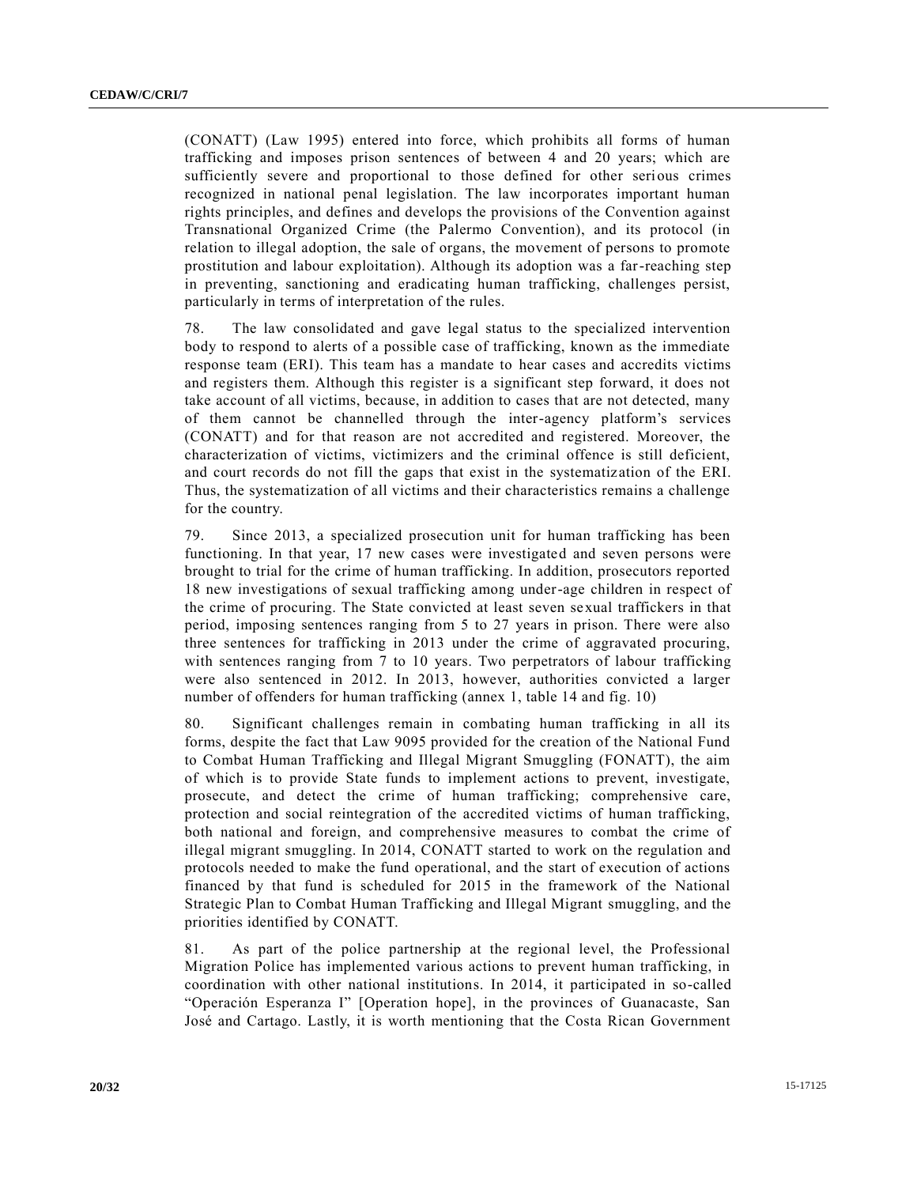(CONATT) (Law 1995) entered into force, which prohibits all forms of human trafficking and imposes prison sentences of between 4 and 20 years; which are sufficiently severe and proportional to those defined for other serious crimes recognized in national penal legislation. The law incorporates important human rights principles, and defines and develops the provisions of the Convention against Transnational Organized Crime (the Palermo Convention), and its protocol (in relation to illegal adoption, the sale of organs, the movement of persons to promote prostitution and labour exploitation). Although its adoption was a far-reaching step in preventing, sanctioning and eradicating human trafficking, challenges persist, particularly in terms of interpretation of the rules.

78. The law consolidated and gave legal status to the specialized intervention body to respond to alerts of a possible case of trafficking, known as the immediate response team (ERI). This team has a mandate to hear cases and accredits victims and registers them. Although this register is a significant step forward, it does not take account of all victims, because, in addition to cases that are not detected, many of them cannot be channelled through the inter-agency platform's services (CONATT) and for that reason are not accredited and registered. Moreover, the characterization of victims, victimizers and the criminal offence is still deficient, and court records do not fill the gaps that exist in the systematization of the ERI. Thus, the systematization of all victims and their characteristics remains a challenge for the country.

79. Since 2013, a specialized prosecution unit for human trafficking has been functioning. In that year, 17 new cases were investigated and seven persons were brought to trial for the crime of human trafficking. In addition, prosecutors reported 18 new investigations of sexual trafficking among under-age children in respect of the crime of procuring. The State convicted at least seven sexual traffickers in that period, imposing sentences ranging from 5 to 27 years in prison. There were also three sentences for trafficking in 2013 under the crime of aggravated procuring, with sentences ranging from 7 to 10 years. Two perpetrators of labour trafficking were also sentenced in 2012. In 2013, however, authorities convicted a larger number of offenders for human trafficking (annex 1, table 14 and fig. 10)

80. Significant challenges remain in combating human trafficking in all its forms, despite the fact that Law 9095 provided for the creation of the National Fund to Combat Human Trafficking and Illegal Migrant Smuggling (FONATT), the aim of which is to provide State funds to implement actions to prevent, investigate, prosecute, and detect the crime of human trafficking; comprehensive care, protection and social reintegration of the accredited victims of human trafficking, both national and foreign, and comprehensive measures to combat the crime of illegal migrant smuggling. In 2014, CONATT started to work on the regulation and protocols needed to make the fund operational, and the start of execution of actions financed by that fund is scheduled for 2015 in the framework of the National Strategic Plan to Combat Human Trafficking and Illegal Migrant smuggling, and the priorities identified by CONATT.

81. As part of the police partnership at the regional level, the Professional Migration Police has implemented various actions to prevent human trafficking, in coordination with other national institutions. In 2014, it participated in so-called "Operación Esperanza I" [Operation hope], in the provinces of Guanacaste, San José and Cartago. Lastly, it is worth mentioning that the Costa Rican Government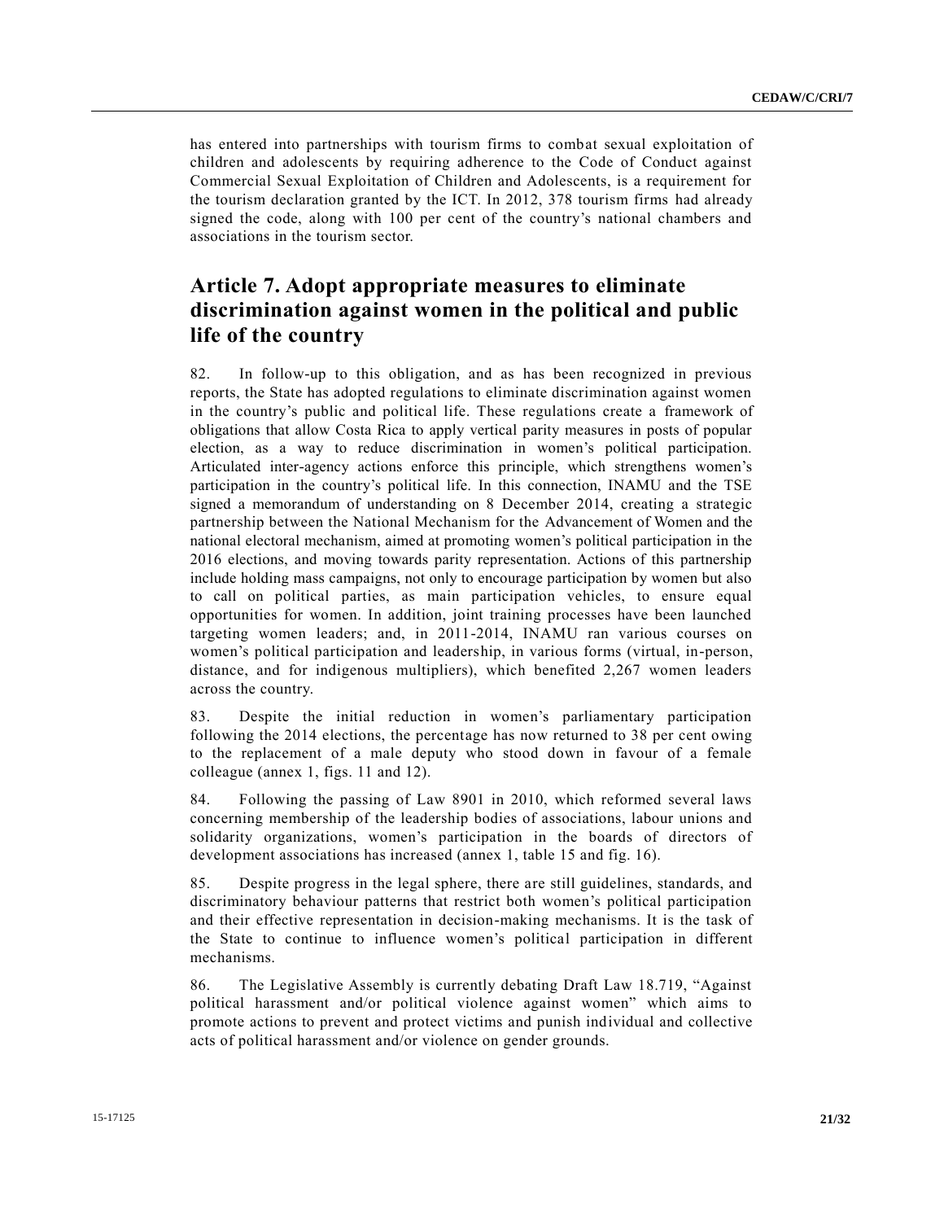has entered into partnerships with tourism firms to combat sexual exploitation of children and adolescents by requiring adherence to the Code of Conduct against Commercial Sexual Exploitation of Children and Adolescents, is a requirement for the tourism declaration granted by the ICT. In 2012, 378 tourism firms had already signed the code, along with 100 per cent of the country's national chambers and associations in the tourism sector.

## Article 7. Adopt appropriate measures to eliminate discrimination against women in the political and public life of the country

82. In follow-up to this obligation, and as has been recognized in previous reports, the State has adopted regulations to eliminate discrimination against women in the country's public and political life. These regulations create a framework of obligations that allow Costa Rica to apply vertical parity measures in posts of popular election, as a way to reduce discrimination in women's political participation. Articulated inter-agency actions enforce this principle, which strengthens women's participation in the country's political life. In this connection, INAMU and the TSE signed a memorandum of understanding on 8 December 2014, creating a strategic partnership between the National Mechanism for the Advancement of Women and the national electoral mechanism, aimed at promoting women's political participation in the 2016 elections, and moving towards parity representation. Actions of this partnership include holding mass campaigns, not only to encourage participation by women but also to call on political parties, as main participation vehicles, to ensure equal opportunities for women. In addition, joint training processes have been launched targeting women leaders; and, in 2011-2014, INAMU ran various courses on women's political participation and leadership, in various forms (virtual, in-person, distance, and for indigenous multipliers), which benefited 2,267 women leaders across the country.

83. Despite the initial reduction in women's parliamentary participation following the 2014 elections, the percentage has now returned to 38 per cent owing to the replacement of a male deputy who stood down in favour of a female colleague (annex 1, figs. 11 and 12).

84. Following the passing of Law 8901 in 2010, which reformed several laws concerning membership of the leadership bodies of associations, labour unions and solidarity organizations, women's participation in the boards of directors of development associations has increased (annex 1, table 15 and fig. 16).

85. Despite progress in the legal sphere, there are still guidelines, standards, and discriminatory behaviour patterns that restrict both women's political participation and their effective representation in decision-making mechanisms. It is the task of the State to continue to influence women's political participation in different mechanisms.

86. The Legislative Assembly is currently debating Draft Law 18.719, "Against political harassment and/or political violence against women" which aims to promote actions to prevent and protect victims and punish individual and collective acts of political harassment and/or violence on gender grounds.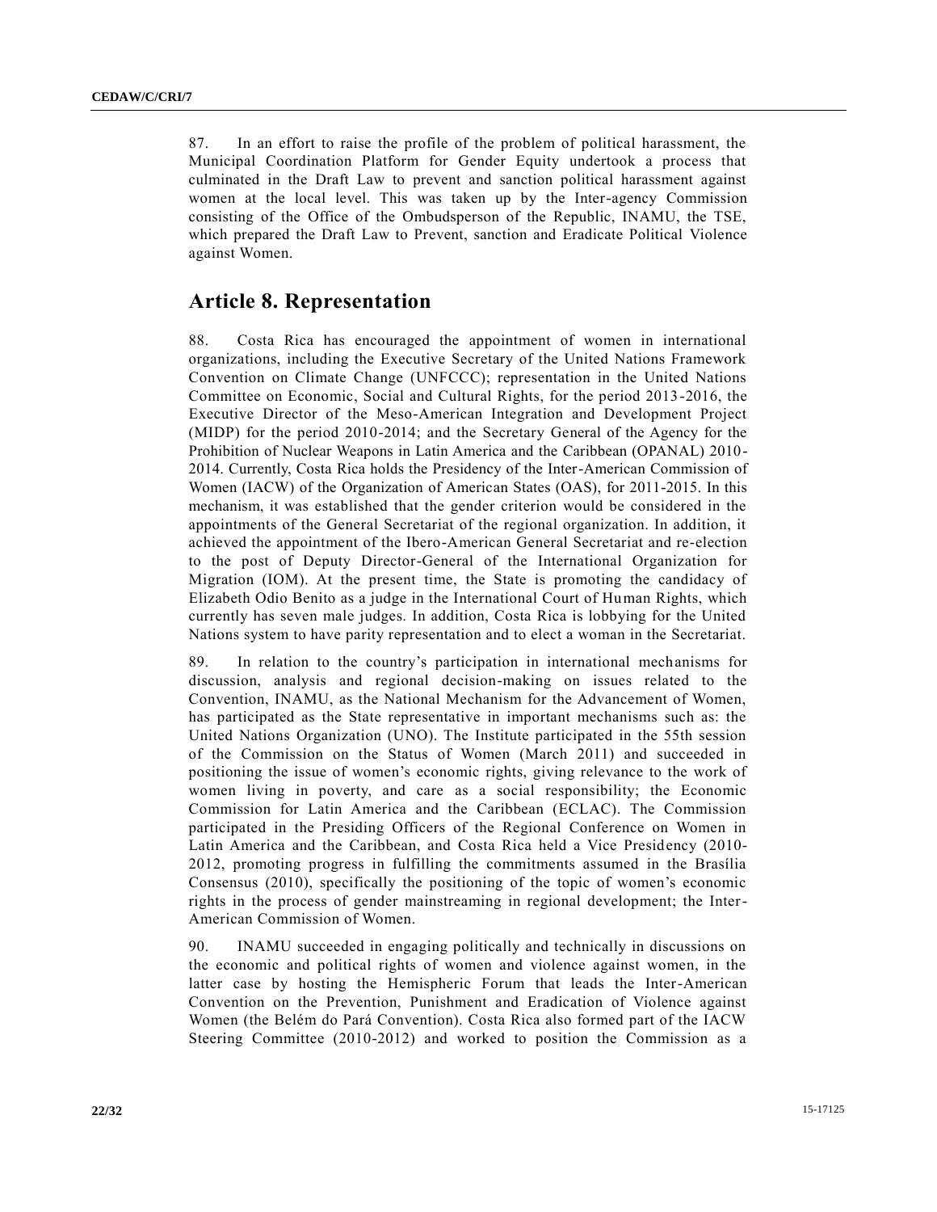87. In an effort to raise the profile of the problem of political harassment, the Municipal Coordination Platform for Gender Equity undertook a process that culminated in the Draft Law to prevent and sanction political harassment against women at the local level. This was taken up by the Inter-agency Commission consisting of the Office of the Ombudsperson of the Republic, INAMU, the TSE, which prepared the Draft Law to Prevent, sanction and Eradicate Political Violence against Women.

## Article 8. Representation

88. Costa Rica has encouraged the appointment of women in international organizations, including the Executive Secretary of the United Nations Framework Convention on Climate Change (UNFCCC); representation in the United Nations Committee on Economic, Social and Cultural Rights, for the period 2013-2016, the Executive Director of the Meso-American Integration and Development Project (MIDP) for the period 2010-2014; and the Secretary General of the Agency for the Prohibition of Nuclear Weapons in Latin America and the Caribbean (OPANAL) 2010-2014. Currently, Costa Rica holds the Presidency of the Inter-American Commission of Women (IACW) of the Organization of American States (OAS), for 2011-2015. In this mechanism, it was established that the gender criterion would be considered in the appointments of the General Secretariat of the regional organization. In addition, it achieved the appointment of the Ibero-American General Secretariat and re-election to the post of Deputy Director-General of the International Organization for Migration (IOM). At the present time, the State is promoting the candidacy of Elizabeth Odio Benito as a judge in the International Court of Human Rights, which currently has seven male judges. In addition, Costa Rica is lobbying for the United Nations system to have parity representation and to elect a woman in the Secretariat.

89. In relation to the country's participation in international mechanisms for discussion, analysis and regional decision-making on issues related to the Convention, INAMU, as the National Mechanism for the Advancement of Women, has participated as the State representative in important mechanisms such as: the United Nations Organization (UNO). The Institute participated in the 55th session of the Commission on the Status of Women (March 2011) and succeeded in positioning the issue of women's economic rights, giving relevance to the work of women living in poverty, and care as a social responsibility; the Economic Commission for Latin America and the Caribbean (ECLAC). The Commission participated in the Presiding Officers of the Regional Conference on Women in Latin America and the Caribbean, and Costa Rica held a Vice Presidency (2010-2012, promoting progress in fulfilling the commitments assumed in the Brasília Consensus (2010), specifically the positioning of the topic of women's economic rights in the process of gender mainstreaming in regional development; the Inter-American Commission of Women.

90. INAMU succeeded in engaging politically and technically in discussions on the economic and political rights of women and violence against women, in the latter case by hosting the Hemispheric Forum that leads the Inter-American Convention on the Prevention, Punishment and Eradication of Violence against Women (the Belém do Pará Convention). Costa Rica also formed part of the IACW Steering Committee (2010-2012) and worked to position the Commission as a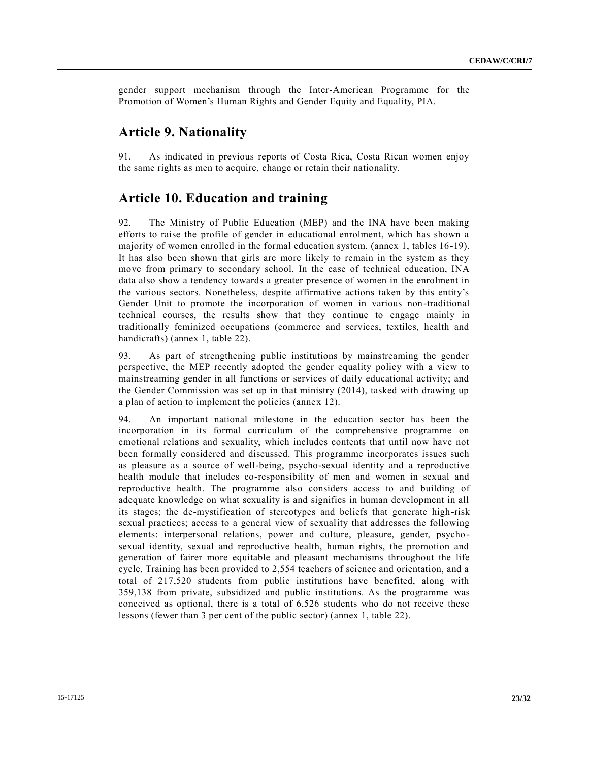gender support mechanism through the Inter-American Programme for the Promotion of Women's Human Rights and Gender Equity and Equality, PIA.

## Article 9. Nationality

91. As indicated in previous reports of Costa Rica, Costa Rican women enjoy the same rights as men to acquire, change or retain their nationality.

## Article 10. Education and training

92. The Ministry of Public Education (MEP) and the INA have been making efforts to raise the profile of gender in educational enrolment, which has shown a majority of women enrolled in the formal education system. (annex 1, tables 16-19). It has also been shown that girls are more likely to remain in the system as they move from primary to secondary school. In the case of technical education, INA data also show a tendency towards a greater presence of women in the enrolment in the various sectors. Nonetheless, despite affirmative actions taken by this entity's Gender Unit to promote the incorporation of women in various non-traditional technical courses, the results show that they continue to engage mainly in traditionally feminized occupations (commerce and services, textiles, health and handicrafts) (annex 1, table 22).

93. As part of strengthening public institutions by mainstreaming the gender perspective, the MEP recently adopted the gender equality policy with a view to mainstreaming gender in all functions or services of daily educational activity; and the Gender Commission was set up in that ministry (2014), tasked with drawing up a plan of action to implement the policies (annex 12).

94. An important national milestone in the education sector has been the incorporation in its formal curriculum of the comprehensive programme on emotional relations and sexuality, which includes contents that until now have not been formally considered and discussed. This programme incorporates issues such as pleasure as a source of well-being, psycho-sexual identity and a reproductive health module that includes co-responsibility of men and women in sexual and reproductive health. The programme also considers access to and building of adequate knowledge on what sexuality is and signifies in human development in all its stages; the de-mystification of stereotypes and beliefs that generate high-risk sexual practices; access to a general view of sexuality that addresses the following elements: interpersonal relations, power and culture, pleasure, gender, psycho-sexual identity, sexual and reproductive health, human rights, the promotion and generation of fairer more equitable and pleasant mechanisms throughout the life cycle. Training has been provided to 2,554 teachers of science and orientation, and a total of 217,520 students from public institutions have benefited, along with 359,138 from private, subsidized and public institutions. As the programme was conceived as optional, there is a total of 6,526 students who do not receive these lessons (fewer than 3 per cent of the public sector) (annex 1, table 22).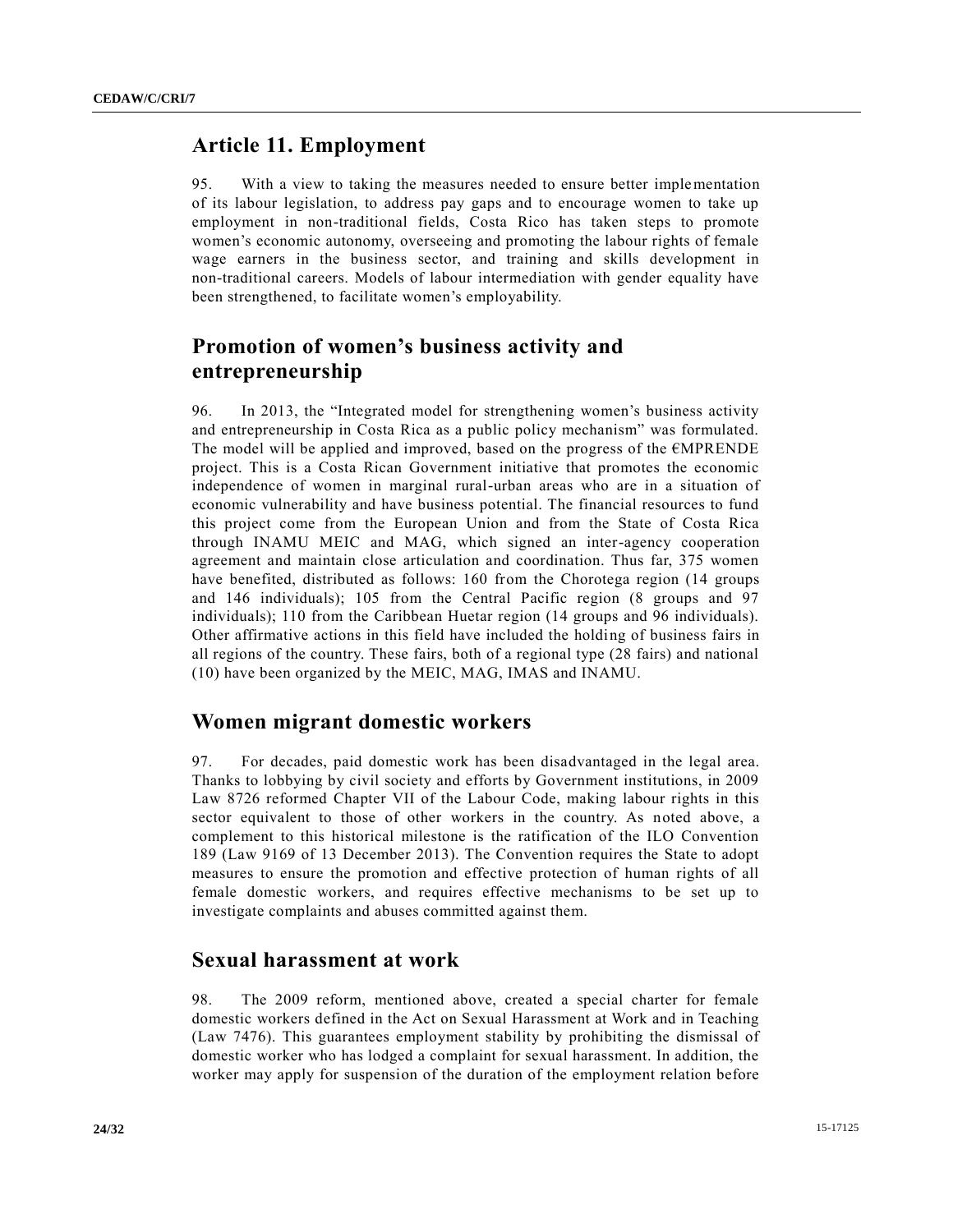## Article 11. Employment

95. With a view to taking the measures needed to ensure better implementation of its labour legislation, to address pay gaps and to encourage women to take up employment in non-traditional fields, Costa Rico has taken steps to promote women's economic autonomy, overseeing and promoting the labour rights of female wage earners in the business sector, and training and skills development in non-traditional careers. Models of labour intermediation with gender equality have been strengthened, to facilitate women's employability.

## Promotion of women's business activity and entrepreneurship

96. In 2013, the "Integrated model for strengthening women's business activity and entrepreneurship in Costa Rica as a public policy mechanism" was formulated. The model will be applied and improved, based on the progress of the €MPRENDE project. This is a Costa Rican Government initiative that promotes the economic independence of women in marginal rural-urban areas who are in a situation of economic vulnerability and have business potential. The financial resources to fund this project come from the European Union and from the State of Costa Rica through INAMU MEIC and MAG, which signed an inter-agency cooperation agreement and maintain close articulation and coordination. Thus far, 375 women have benefited, distributed as follows: 160 from the Chorotega region (14 groups and 146 individuals); 105 from the Central Pacific region (8 groups and 97 individuals); 110 from the Caribbean Huetar region (14 groups and 96 individuals). Other affirmative actions in this field have included the holding of business fairs in all regions of the country. These fairs, both of a regional type (28 fairs) and national (10) have been organized by the MEIC, MAG, IMAS and INAMU.

## Women migrant domestic workers

97. For decades, paid domestic work has been disadvantaged in the legal area. Thanks to lobbying by civil society and efforts by Government institutions, in 2009 Law 8726 reformed Chapter VII of the Labour Code, making labour rights in this sector equivalent to those of other workers in the country. As noted above, a complement to this historical milestone is the ratification of the ILO Convention 189 (Law 9169 of 13 December 2013). The Convention requires the State to adopt measures to ensure the promotion and effective protection of human rights of all female domestic workers, and requires effective mechanisms to be set up to investigate complaints and abuses committed against them.

## Sexual harassment at work

98. The 2009 reform, mentioned above, created a special charter for female domestic workers defined in the Act on Sexual Harassment at Work and in Teaching (Law 7476). This guarantees employment stability by prohibiting the dismissal of domestic worker who has lodged a complaint for sexual harassment. In addition, the worker may apply for suspension of the duration of the employment relation before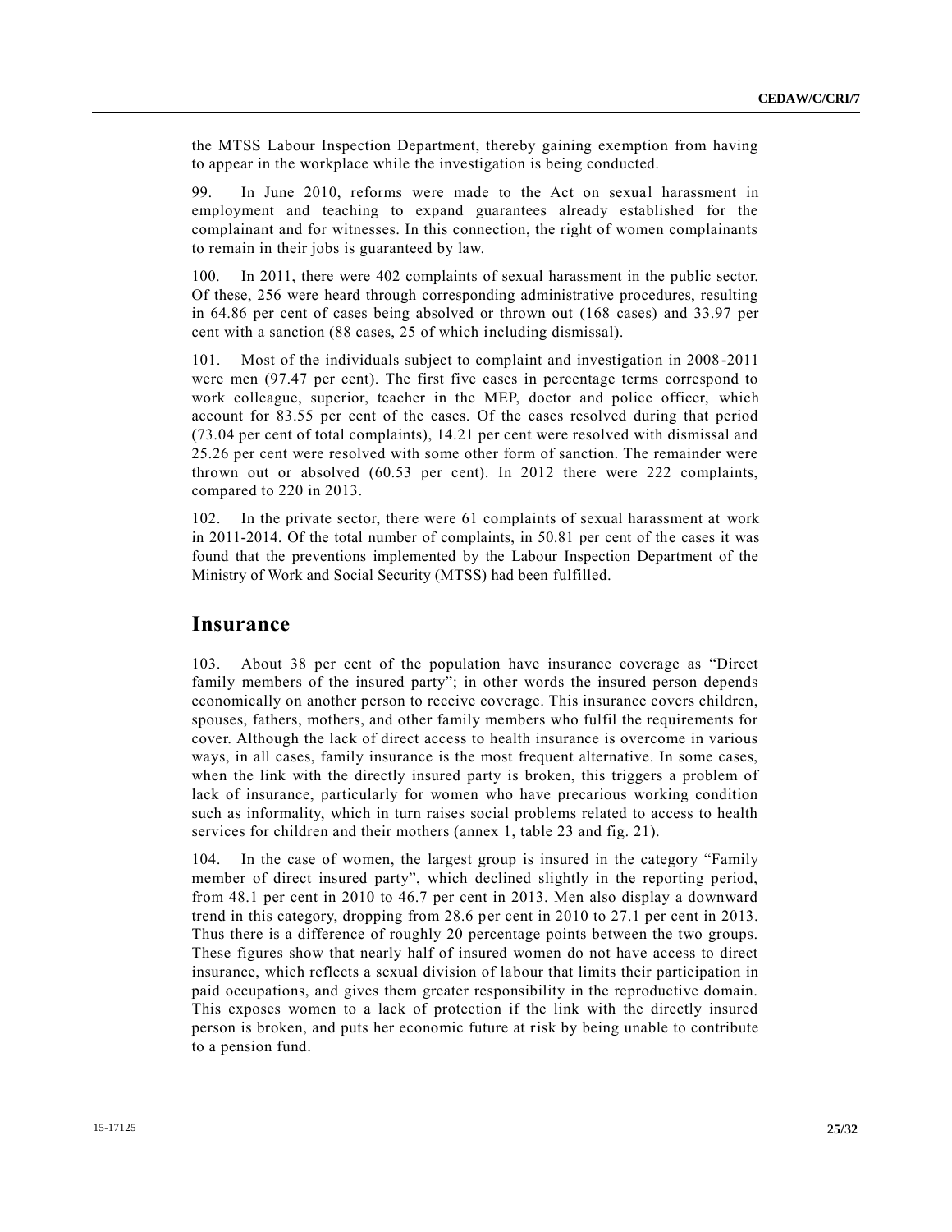the MTSS Labour Inspection Department, thereby gaining exemption from having to appear in the workplace while the investigation is being conducted.

99. In June 2010, reforms were made to the Act on sexual harassment in employment and teaching to expand guarantees already established for the complainant and for witnesses. In this connection, the right of women complainants to remain in their jobs is guaranteed by law.

100. In 2011, there were 402 complaints of sexual harassment in the public sector. Of these, 256 were heard through corresponding administrative procedures, resulting in 64.86 per cent of cases being absolved or thrown out (168 cases) and 33.97 per cent with a sanction (88 cases, 25 of which including dismissal).

101. Most of the individuals subject to complaint and investigation in 2008-2011 were men (97.47 per cent). The first five cases in percentage terms correspond to work colleague, superior, teacher in the MEP, doctor and police officer, which account for 83.55 per cent of the cases. Of the cases resolved during that period (73.04 per cent of total complaints), 14.21 per cent were resolved with dismissal and 25.26 per cent were resolved with some other form of sanction. The remainder were thrown out or absolved (60.53 per cent). In 2012 there were 222 complaints, compared to 220 in 2013.

102. In the private sector, there were 61 complaints of sexual harassment at work in 2011-2014. Of the total number of complaints, in 50.81 per cent of the cases it was found that the preventions implemented by the Labour Inspection Department of the Ministry of Work and Social Security (MTSS) had been fulfilled.

## Insurance

103. About 38 per cent of the population have insurance coverage as "Direct family members of the insured party"; in other words the insured person depends economically on another person to receive coverage. This insurance covers children, spouses, fathers, mothers, and other family members who fulfil the requirements for cover. Although the lack of direct access to health insurance is overcome in various ways, in all cases, family insurance is the most frequent alternative. In some cases, when the link with the directly insured party is broken, this triggers a problem of lack of insurance, particularly for women who have precarious working condition such as informality, which in turn raises social problems related to access to health services for children and their mothers (annex 1, table 23 and fig. 21).

104. In the case of women, the largest group is insured in the category "Family member of direct insured party", which declined slightly in the reporting period, from 48.1 per cent in 2010 to 46.7 per cent in 2013. Men also display a downward trend in this category, dropping from 28.6 per cent in 2010 to 27.1 per cent in 2013. Thus there is a difference of roughly 20 percentage points between the two groups. These figures show that nearly half of insured women do not have access to direct insurance, which reflects a sexual division of labour that limits their participation in paid occupations, and gives them greater responsibility in the reproductive domain. This exposes women to a lack of protection if the link with the directly insured person is broken, and puts her economic future at risk by being unable to contribute to a pension fund.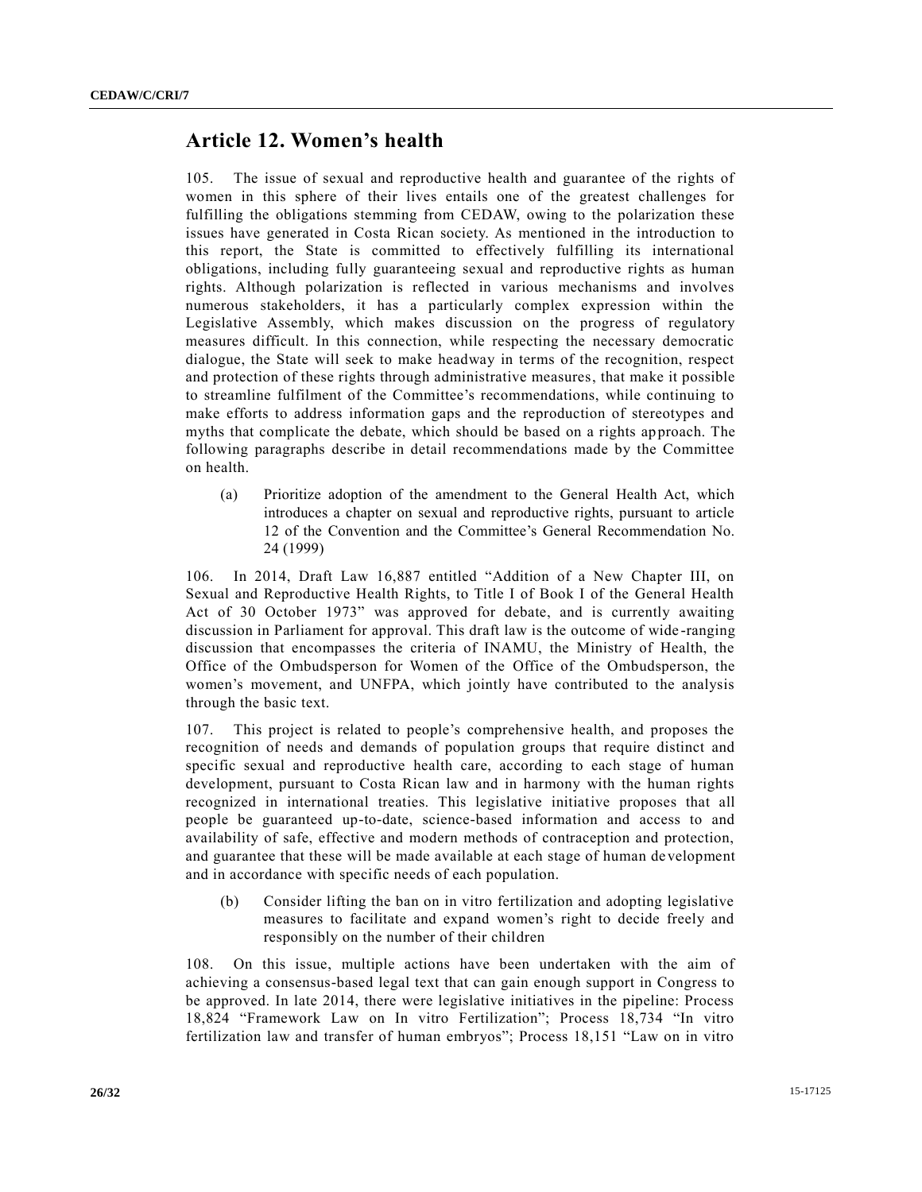## Article 12. Women's health

105. The issue of sexual and reproductive health and guarantee of the rights of women in this sphere of their lives entails one of the greatest challenges for fulfilling the obligations stemming from CEDAW, owing to the polarization these issues have generated in Costa Rican society. As mentioned in the introduction to this report, the State is committed to effectively fulfilling its international obligations, including fully guaranteeing sexual and reproductive rights as human rights. Although polarization is reflected in various mechanisms and involves numerous stakeholders, it has a particularly complex expression within the Legislative Assembly, which makes discussion on the progress of regulatory measures difficult. In this connection, while respecting the necessary democratic dialogue, the State will seek to make headway in terms of the recognition, respect and protection of these rights through administrative measures, that make it possible to streamline fulfilment of the Committee's recommendations, while continuing to make efforts to address information gaps and the reproduction of stereotypes and myths that complicate the debate, which should be based on a rights approach. The following paragraphs describe in detail recommendations made by the Committee on health.

(a) Prioritize adoption of the amendment to the General Health Act, which introduces a chapter on sexual and reproductive rights, pursuant to article 12 of the Convention and the Committee's General Recommendation No. 24 (1999)

106. In 2014, Draft Law 16,887 entitled "Addition of a New Chapter III, on Sexual and Reproductive Health Rights, to Title I of Book I of the General Health Act of 30 October 1973" was approved for debate, and is currently awaiting discussion in Parliament for approval. This draft law is the outcome of wide-ranging discussion that encompasses the criteria of INAMU, the Ministry of Health, the Office of the Ombudsperson for Women of the Office of the Ombudsperson, the women's movement, and UNFPA, which jointly have contributed to the analysis through the basic text.

107. This project is related to people's comprehensive health, and proposes the recognition of needs and demands of population groups that require distinct and specific sexual and reproductive health care, according to each stage of human development, pursuant to Costa Rican law and in harmony with the human rights recognized in international treaties. This legislative initiative proposes that all people be guaranteed up-to-date, science-based information and access to and availability of safe, effective and modern methods of contraception and protection, and guarantee that these will be made available at each stage of human development and in accordance with specific needs of each population.

(b) Consider lifting the ban on in vitro fertilization and adopting legislative measures to facilitate and expand women's right to decide freely and responsibly on the number of their children

108. On this issue, multiple actions have been undertaken with the aim of achieving a consensus-based legal text that can gain enough support in Congress to be approved. In late 2014, there were legislative initiatives in the pipeline: Process 18,824 "Framework Law on In vitro Fertilization"; Process 18,734 "In vitro fertilization law and transfer of human embryos"; Process 18,151 "Law on in vitro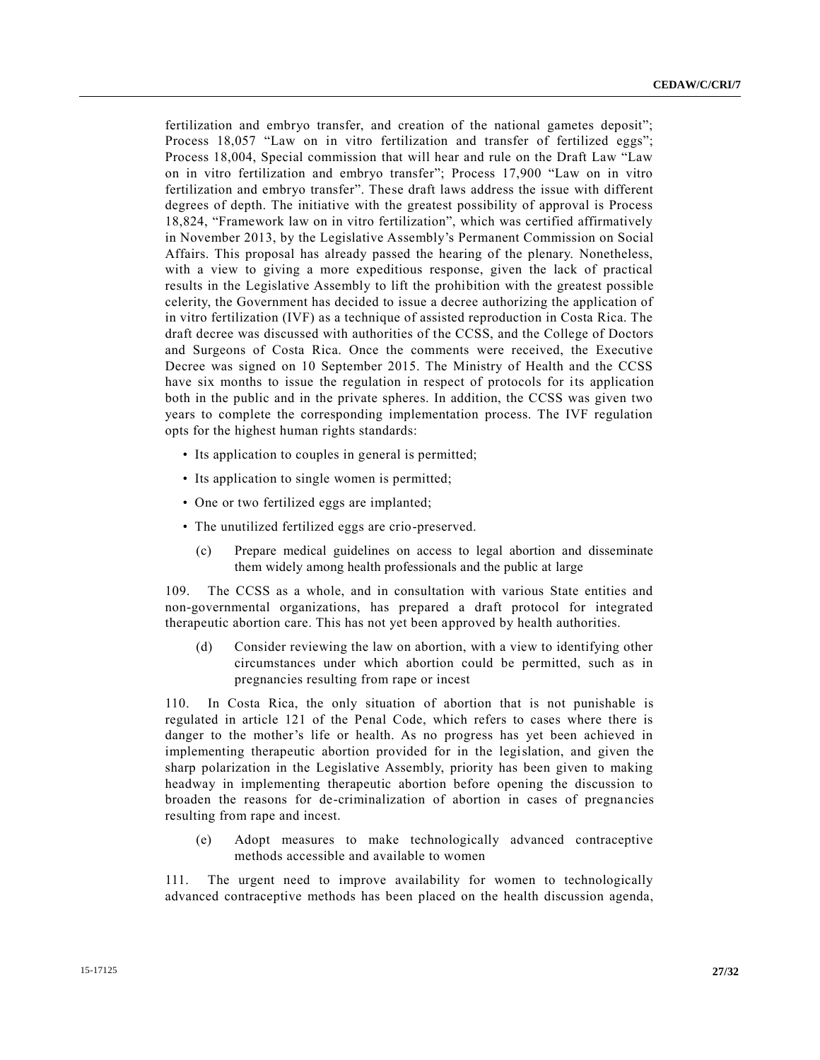fertilization and embryo transfer, and creation of the national gametes deposit"; Process 18,057 "Law on in vitro fertilization and transfer of fertilized eggs"; Process 18,004, Special commission that will hear and rule on the Draft Law "Law on in vitro fertilization and embryo transfer"; Process 17,900 "Law on in vitro fertilization and embryo transfer". These draft laws address the issue with different degrees of depth. The initiative with the greatest possibility of approval is Process 18,824, "Framework law on in vitro fertilization", which was certified affirmatively in November 2013, by the Legislative Assembly's Permanent Commission on Social Affairs. This proposal has already passed the hearing of the plenary. Nonetheless, with a view to giving a more expeditious response, given the lack of practical results in the Legislative Assembly to lift the prohibition with the greatest possible celerity, the Government has decided to issue a decree authorizing the application of in vitro fertilization (IVF) as a technique of assisted reproduction in Costa Rica. The draft decree was discussed with authorities of the CCSS, and the College of Doctors and Surgeons of Costa Rica. Once the comments were received, the Executive Decree was signed on 10 September 2015. The Ministry of Health and the CCSS have six months to issue the regulation in respect of protocols for its application both in the public and in the private spheres. In addition, the CCSS was given two years to complete the corresponding implementation process. The IVF regulation opts for the highest human rights standards:

- Its application to couples in general is permitted;
- Its application to single women is permitted;
- One or two fertilized eggs are implanted;
- The unutilized fertilized eggs are crio-preserved.

(c) Prepare medical guidelines on access to legal abortion and disseminate them widely among health professionals and the public at large

109. The CCSS as a whole, and in consultation with various State entities and non-governmental organizations, has prepared a draft protocol for integrated therapeutic abortion care. This has not yet been approved by health authorities.

(d) Consider reviewing the law on abortion, with a view to identifying other circumstances under which abortion could be permitted, such as in pregnancies resulting from rape or incest

110. In Costa Rica, the only situation of abortion that is not punishable is regulated in article 121 of the Penal Code, which refers to cases where there is danger to the mother's life or health. As no progress has yet been achieved in implementing therapeutic abortion provided for in the legislation, and given the sharp polarization in the Legislative Assembly, priority has been given to making headway in implementing therapeutic abortion before opening the discussion to broaden the reasons for de-criminalization of abortion in cases of pregnancies resulting from rape and incest.

(e) Adopt measures to make technologically advanced contraceptive methods accessible and available to women

111. The urgent need to improve availability for women to technologically advanced contraceptive methods has been placed on the health discussion agenda,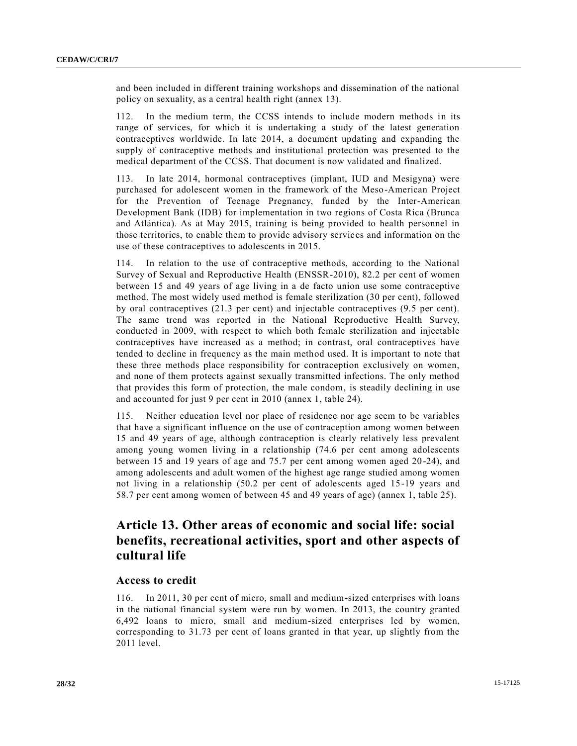and been included in different training workshops and dissemination of the national policy on sexuality, as a central health right (annex 13).

112. In the medium term, the CCSS intends to include modern methods in its range of services, for which it is undertaking a study of the latest generation contraceptives worldwide. In late 2014, a document updating and expanding the supply of contraceptive methods and institutional protection was presented to the medical department of the CCSS. That document is now validated and finalized.

113. In late 2014, hormonal contraceptives (implant, IUD and Mesigyna) were purchased for adolescent women in the framework of the Meso-American Project for the Prevention of Teenage Pregnancy, funded by the Inter-American Development Bank (IDB) for implementation in two regions of Costa Rica (Brunca and Atlántica). As at May 2015, training is being provided to health personnel in those territories, to enable them to provide advisory services and information on the use of these contraceptives to adolescents in 2015.

114. In relation to the use of contraceptive methods, according to the National Survey of Sexual and Reproductive Health (ENSSR-2010), 82.2 per cent of women between 15 and 49 years of age living in a de facto union use some contraceptive method. The most widely used method is female sterilization (30 per cent), followed by oral contraceptives (21.3 per cent) and injectable contraceptives (9.5 per cent). The same trend was reported in the National Reproductive Health Survey, conducted in 2009, with respect to which both female sterilization and injectable contraceptives have increased as a method; in contrast, oral contraceptives have tended to decline in frequency as the main method used. It is important to note that these three methods place responsibility for contraception exclusively on women, and none of them protects against sexually transmitted infections. The only method that provides this form of protection, the male condom, is steadily declining in use and accounted for just 9 per cent in 2010 (annex 1, table 24).

115. Neither education level nor place of residence nor age seem to be variables that have a significant influence on the use of contraception among women between 15 and 49 years of age, although contraception is clearly relatively less prevalent among young women living in a relationship (74.6 per cent among adolescents between 15 and 19 years of age and 75.7 per cent among women aged 20-24), and among adolescents and adult women of the highest age range studied among women not living in a relationship (50.2 per cent of adolescents aged 15-19 years and 58.7 per cent among women of between 45 and 49 years of age) (annex 1, table 25).

# Article 13. Other areas of economic and social life: social benefits, recreational activities, sport and other aspects of cultural life

## Access to credit

116. In 2011, 30 per cent of micro, small and medium-sized enterprises with loans in the national financial system were run by women. In 2013, the country granted 6,492 loans to micro, small and medium-sized enterprises led by women, corresponding to 31.73 per cent of loans granted in that year, up slightly from the 2011 level.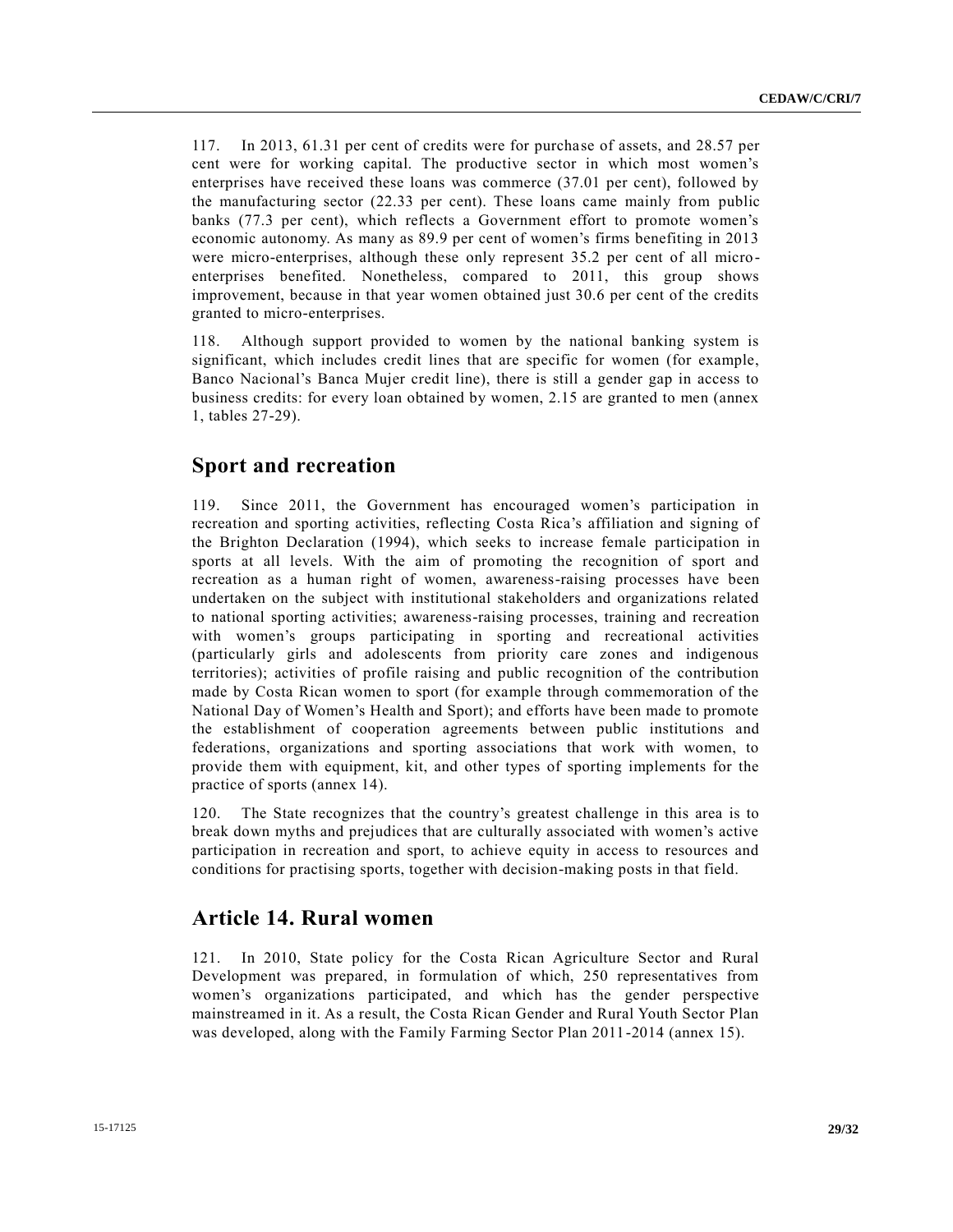117. In 2013, 61.31 per cent of credits were for purchase of assets, and 28.57 per cent were for working capital. The productive sector in which most women's enterprises have received these loans was commerce (37.01 per cent), followed by the manufacturing sector (22.33 per cent). These loans came mainly from public banks (77.3 per cent), which reflects a Government effort to promote women's economic autonomy. As many as 89.9 per cent of women's firms benefiting in 2013 were micro-enterprises, although these only represent 35.2 per cent of all micro-enterprises benefited. Nonetheless, compared to 2011, this group shows improvement, because in that year women obtained just 30.6 per cent of the credits granted to micro-enterprises.

118. Although support provided to women by the national banking system is significant, which includes credit lines that are specific for women (for example, Banco Nacional's Banca Mujer credit line), there is still a gender gap in access to business credits: for every loan obtained by women, 2.15 are granted to men (annex 1, tables 27-29).

## Sport and recreation

119. Since 2011, the Government has encouraged women's participation in recreation and sporting activities, reflecting Costa Rica's affiliation and signing of the Brighton Declaration (1994), which seeks to increase female participation in sports at all levels. With the aim of promoting the recognition of sport and recreation as a human right of women, awareness-raising processes have been undertaken on the subject with institutional stakeholders and organizations related to national sporting activities; awareness-raising processes, training and recreation with women's groups participating in sporting and recreational activities (particularly girls and adolescents from priority care zones and indigenous territories); activities of profile raising and public recognition of the contribution made by Costa Rican women to sport (for example through commemoration of the National Day of Women's Health and Sport); and efforts have been made to promote the establishment of cooperation agreements between public institutions and federations, organizations and sporting associations that work with women, to provide them with equipment, kit, and other types of sporting implements for the practice of sports (annex 14).

120. The State recognizes that the country's greatest challenge in this area is to break down myths and prejudices that are culturally associated with women's active participation in recreation and sport, to achieve equity in access to resources and conditions for practising sports, together with decision-making posts in that field.

## Article 14. Rural women

121. In 2010, State policy for the Costa Rican Agriculture Sector and Rural Development was prepared, in formulation of which, 250 representatives from women's organizations participated, and which has the gender perspective mainstreamed in it. As a result, the Costa Rican Gender and Rural Youth Sector Plan was developed, along with the Family Farming Sector Plan 2011-2014 (annex 15).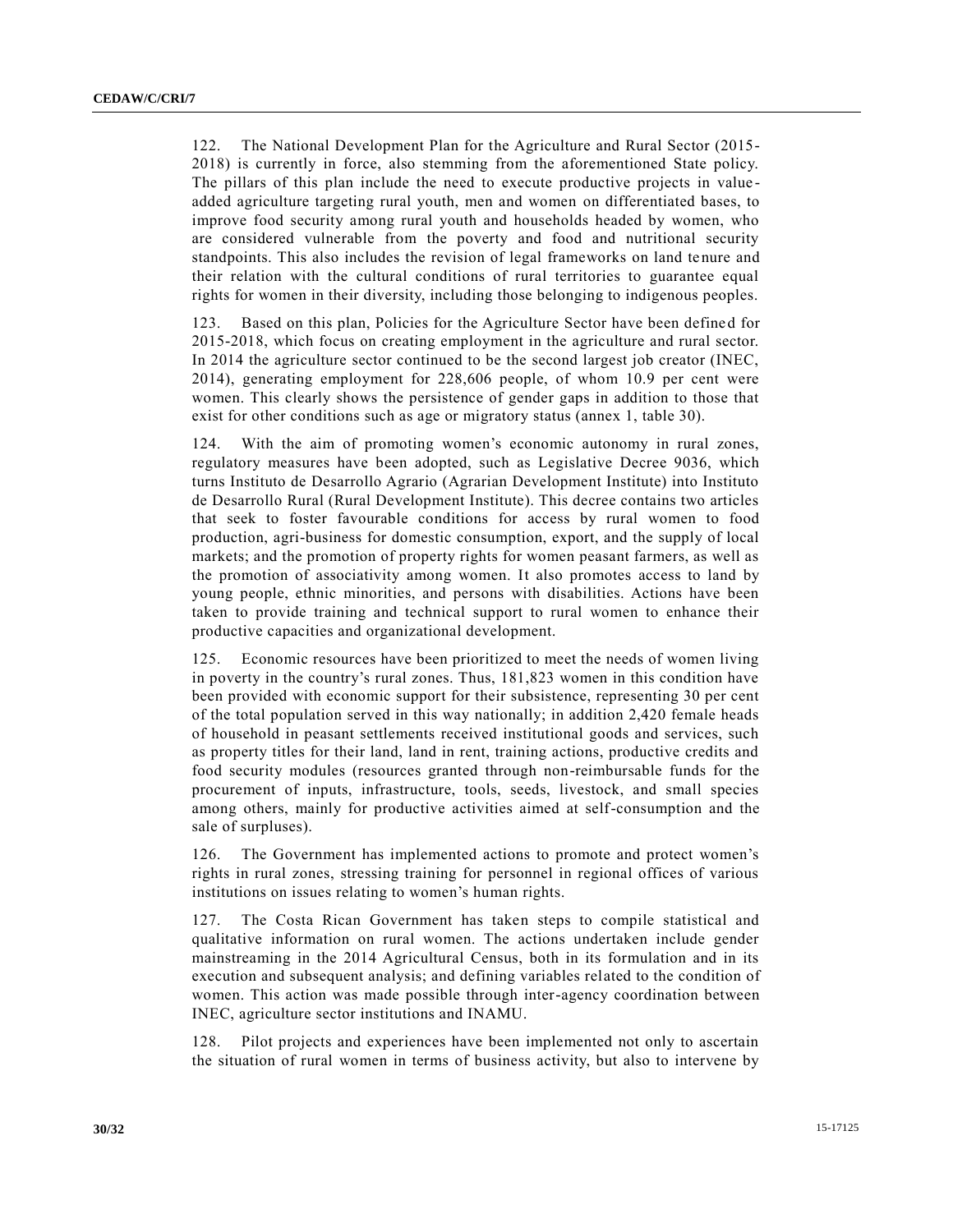122. The National Development Plan for the Agriculture and Rural Sector (2015-2018) is currently in force, also stemming from the aforementioned State policy. The pillars of this plan include the need to execute productive projects in value-added agriculture targeting rural youth, men and women on differentiated bases, to improve food security among rural youth and households headed by women, who are considered vulnerable from the poverty and food and nutritional security standpoints. This also includes the revision of legal frameworks on land tenure and their relation with the cultural conditions of rural territories to guarantee equal rights for women in their diversity, including those belonging to indigenous peoples.

123. Based on this plan, Policies for the Agriculture Sector have been defined for 2015-2018, which focus on creating employment in the agriculture and rural sector. In 2014 the agriculture sector continued to be the second largest job creator (INEC, 2014), generating employment for 228,606 people, of whom 10.9 per cent were women. This clearly shows the persistence of gender gaps in addition to those that exist for other conditions such as age or migratory status (annex 1, table 30).

124. With the aim of promoting women's economic autonomy in rural zones, regulatory measures have been adopted, such as Legislative Decree 9036, which turns Instituto de Desarrollo Agrario (Agrarian Development Institute) into Instituto de Desarrollo Rural (Rural Development Institute). This decree contains two articles that seek to foster favourable conditions for access by rural women to food production, agri-business for domestic consumption, export, and the supply of local markets; and the promotion of property rights for women peasant farmers, as well as the promotion of associativity among women. It also promotes access to land by young people, ethnic minorities, and persons with disabilities. Actions have been taken to provide training and technical support to rural women to enhance their productive capacities and organizational development.

125. Economic resources have been prioritized to meet the needs of women living in poverty in the country's rural zones. Thus, 181,823 women in this condition have been provided with economic support for their subsistence, representing 30 per cent of the total population served in this way nationally; in addition 2,420 female heads of household in peasant settlements received institutional goods and services, such as property titles for their land, land in rent, training actions, productive credits and food security modules (resources granted through non-reimbursable funds for the procurement of inputs, infrastructure, tools, seeds, livestock, and small species among others, mainly for productive activities aimed at self-consumption and the sale of surpluses).

126. The Government has implemented actions to promote and protect women's rights in rural zones, stressing training for personnel in regional offices of various institutions on issues relating to women's human rights.

127. The Costa Rican Government has taken steps to compile statistical and qualitative information on rural women. The actions undertaken include gender mainstreaming in the 2014 Agricultural Census, both in its formulation and in its execution and subsequent analysis; and defining variables related to the condition of women. This action was made possible through inter-agency coordination between INEC, agriculture sector institutions and INAMU.

128. Pilot projects and experiences have been implemented not only to ascertain the situation of rural women in terms of business activity, but also to intervene by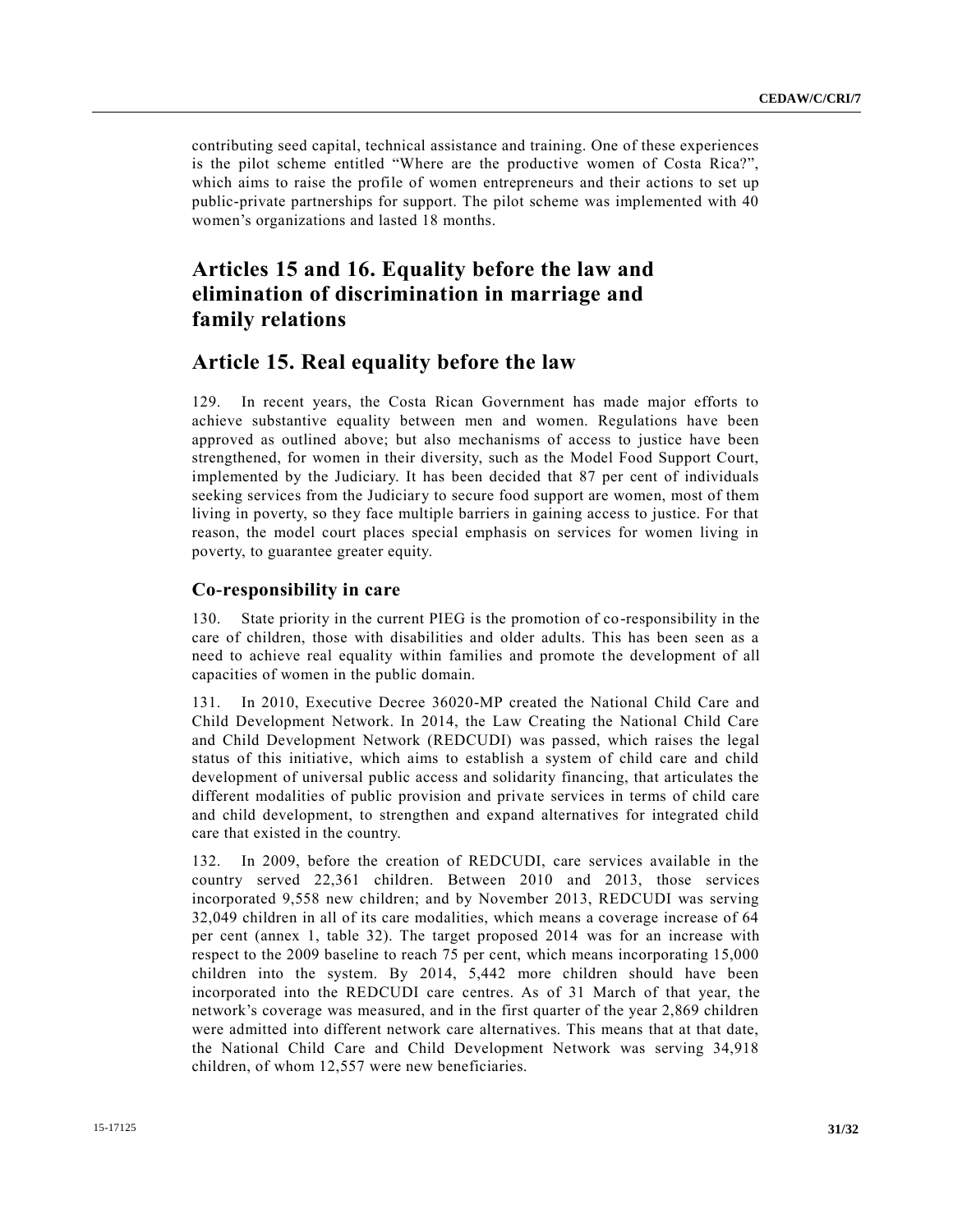contributing seed capital, technical assistance and training. One of these experiences is the pilot scheme entitled "Where are the productive women of Costa Rica?", which aims to raise the profile of women entrepreneurs and their actions to set up public-private partnerships for support. The pilot scheme was implemented with 40 women's organizations and lasted 18 months.

# Articles 15 and 16. Equality before the law and elimination of discrimination in marriage and family relations

## Article 15. Real equality before the law

129. In recent years, the Costa Rican Government has made major efforts to achieve substantive equality between men and women. Regulations have been approved as outlined above; but also mechanisms of access to justice have been strengthened, for women in their diversity, such as the Model Food Support Court, implemented by the Judiciary. It has been decided that 87 per cent of individuals seeking services from the Judiciary to secure food support are women, most of them living in poverty, so they face multiple barriers in gaining access to justice. For that reason, the model court places special emphasis on services for women living in poverty, to guarantee greater equity.

### Co-responsibility in care

130. State priority in the current PIEG is the promotion of co-responsibility in the care of children, those with disabilities and older adults. This has been seen as a need to achieve real equality within families and promote the development of all capacities of women in the public domain.

131. In 2010, Executive Decree 36020-MP created the National Child Care and Child Development Network. In 2014, the Law Creating the National Child Care and Child Development Network (REDCUDI) was passed, which raises the legal status of this initiative, which aims to establish a system of child care and child development of universal public access and solidarity financing, that articulates the different modalities of public provision and private services in terms of child care and child development, to strengthen and expand alternatives for integrated child care that existed in the country.

132. In 2009, before the creation of REDCUDI, care services available in the country served 22,361 children. Between 2010 and 2013, those services incorporated 9,558 new children; and by November 2013, REDCUDI was serving 32,049 children in all of its care modalities, which means a coverage increase of 64 per cent (annex 1, table 32). The target proposed 2014 was for an increase with respect to the 2009 baseline to reach 75 per cent, which means incorporating 15,000 children into the system. By 2014, 5,442 more children should have been incorporated into the REDCUDI care centres. As of 31 March of that year, the network's coverage was measured, and in the first quarter of the year 2,869 children were admitted into different network care alternatives. This means that at that date, the National Child Care and Child Development Network was serving 34,918 children, of whom 12,557 were new beneficiaries.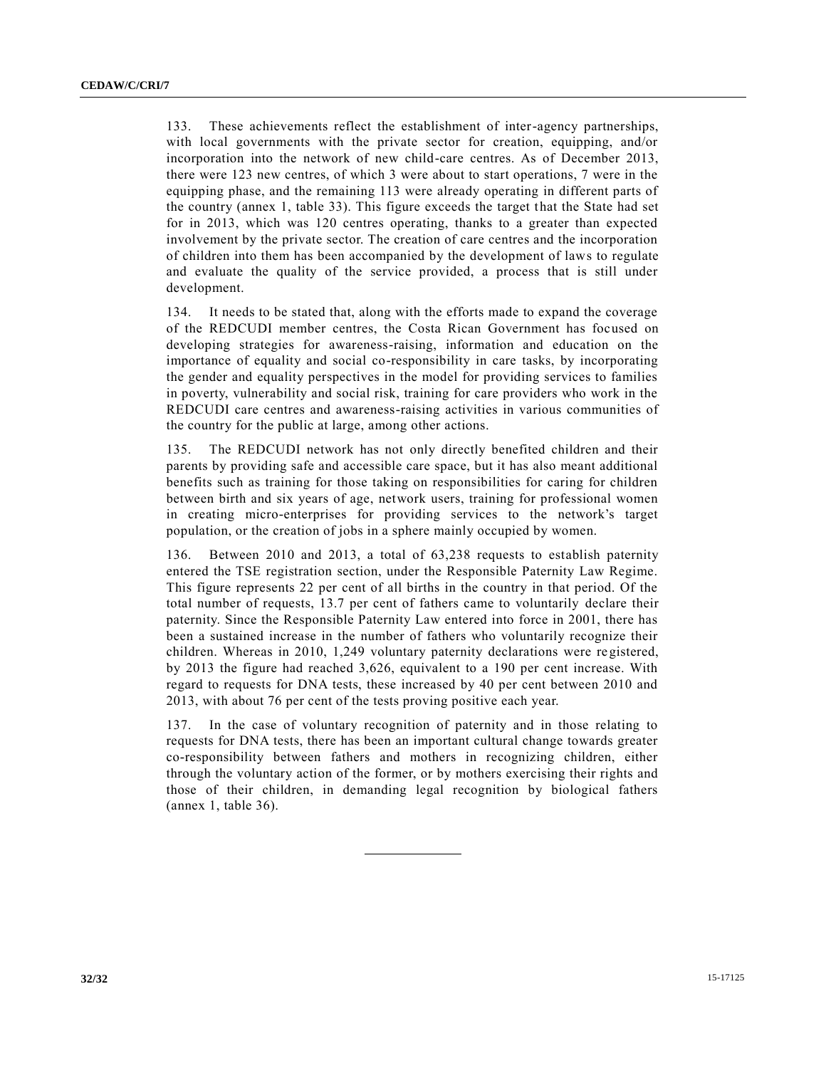133. These achievements reflect the establishment of inter-agency partnerships, with local governments with the private sector for creation, equipping, and/or incorporation into the network of new child-care centres. As of December 2013, there were 123 new centres, of which 3 were about to start operations, 7 were in the equipping phase, and the remaining 113 were already operating in different parts of the country (annex 1, table 33). This figure exceeds the target that the State had set for in 2013, which was 120 centres operating, thanks to a greater than expected involvement by the private sector. The creation of care centres and the incorporation of children into them has been accompanied by the development of laws to regulate and evaluate the quality of the service provided, a process that is still under development.

134. It needs to be stated that, along with the efforts made to expand the coverage of the REDCUDI member centres, the Costa Rican Government has focused on developing strategies for awareness-raising, information and education on the importance of equality and social co-responsibility in care tasks, by incorporating the gender and equality perspectives in the model for providing services to families in poverty, vulnerability and social risk, training for care providers who work in the REDCUDI care centres and awareness-raising activities in various communities of the country for the public at large, among other actions.

135. The REDCUDI network has not only directly benefited children and their parents by providing safe and accessible care space, but it has also meant additional benefits such as training for those taking on responsibilities for caring for children between birth and six years of age, network users, training for professional women in creating micro-enterprises for providing services to the network's target population, or the creation of jobs in a sphere mainly occupied by women.

136. Between 2010 and 2013, a total of 63,238 requests to establish paternity entered the TSE registration section, under the Responsible Paternity Law Regime. This figure represents 22 per cent of all births in the country in that period. Of the total number of requests, 13.7 per cent of fathers came to voluntarily declare their paternity. Since the Responsible Paternity Law entered into force in 2001, there has been a sustained increase in the number of fathers who voluntarily recognize their children. Whereas in 2010, 1,249 voluntary paternity declarations were registered, by 2013 the figure had reached 3,626, equivalent to a 190 per cent increase. With regard to requests for DNA tests, these increased by 40 per cent between 2010 and 2013, with about 76 per cent of the tests proving positive each year.

137. In the case of voluntary recognition of paternity and in those relating to requests for DNA tests, there has been an important cultural change towards greater co-responsibility between fathers and mothers in recognizing children, either through the voluntary action of the former, or by mothers exercising their rights and those of their children, in demanding legal recognition by biological fathers (annex 1, table 36).